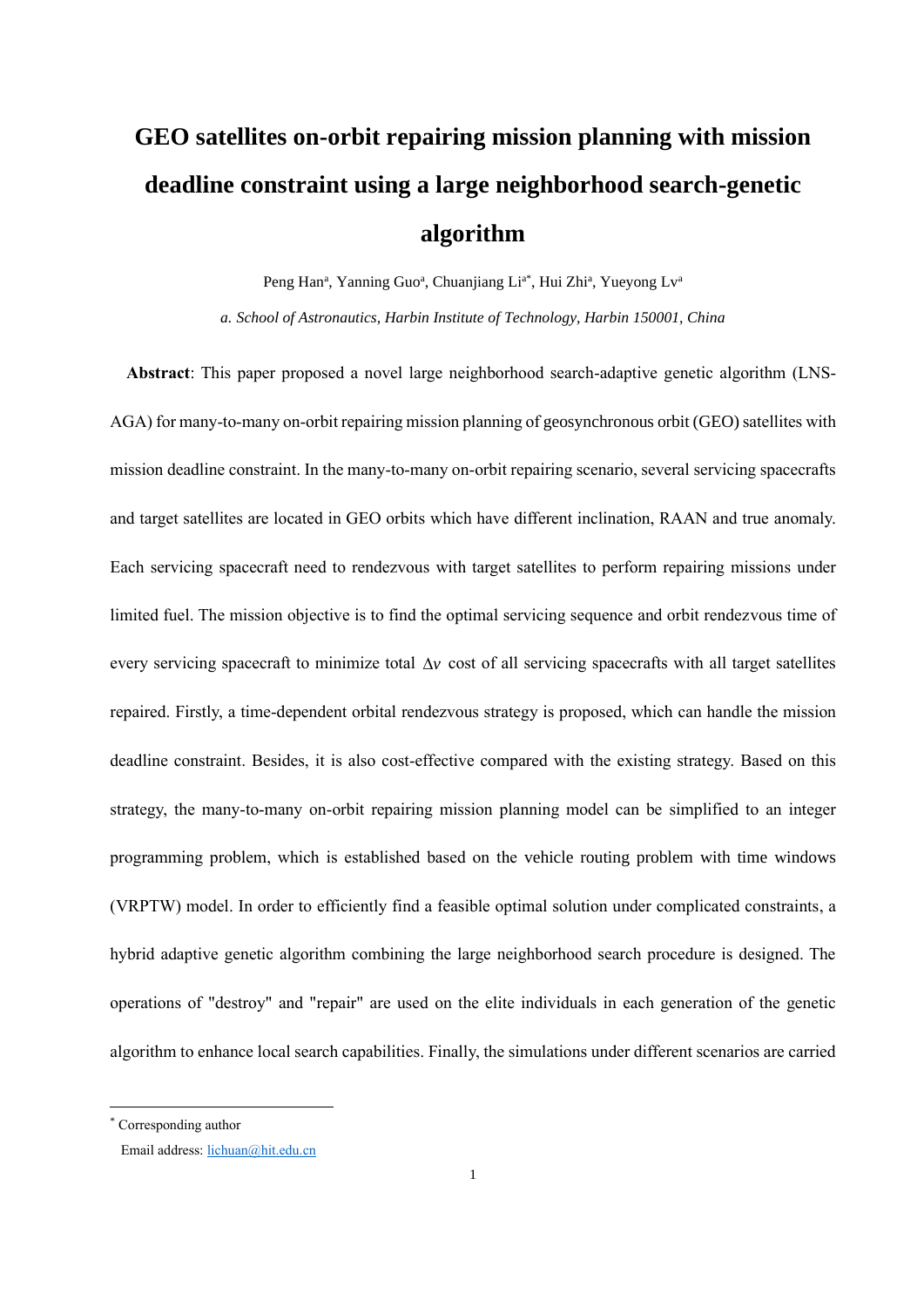# GEO satellites on-orbit repairing mission planning with mission deadline constraint using a large neighborhood search-genetic algorithm

Peng Han[a], Yanning Guo[a], Chuanjiang Li[a*], Hui Zhi[a], Yueyong Lv[a]

*a. School of Astronautics, Harbin Institute of Technology, Harbin 150001, China*

**Abstract**: This paper proposed a novel large neighborhood search-adaptive genetic algorithm (LNS-AGA) for many-to-many on-orbit repairing mission planning of geosynchronous orbit (GEO) satellites with mission deadline constraint. In the many-to-many on-orbit repairing scenario, several servicing spacecrafts and target satellites are located in GEO orbits which have different inclination, RAAN and true anomaly. Each servicing spacecraft need to rendezvous with target satellites to perform repairing missions under limited fuel. The mission objective is to find the optimal servicing sequence and orbit rendezvous time of every servicing spacecraft to minimize total $\Delta v$ cost of all servicing spacecrafts with all target satellites repaired. Firstly, a time-dependent orbital rendezvous strategy is proposed, which can handle the mission deadline constraint. Besides, it is also cost-effective compared with the existing strategy. Based on this strategy, the many-to-many on-orbit repairing mission planning model can be simplified to an integer programming problem, which is established based on the vehicle routing problem with time windows (VRPTW) model. In order to efficiently find a feasible optimal solution under complicated constraints, a hybrid adaptive genetic algorithm combining the large neighborhood search procedure is designed. The operations of "destroy" and "repair" are used on the elite individuals in each generation of the genetic algorithm to enhance local search capabilities. Finally, the simulations under different scenarios are carried

---

[*] Corresponding author

Email address: lichuan@hit.edu.cn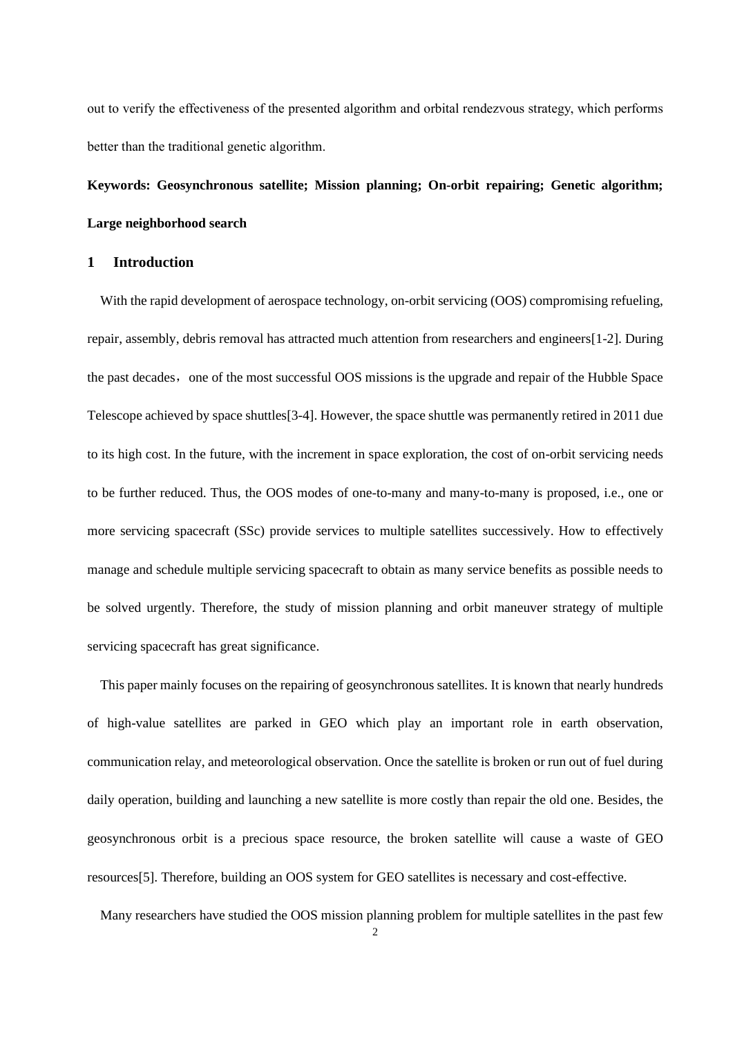out to verify the effectiveness of the presented algorithm and orbital rendezvous strategy, which performs better than the traditional genetic algorithm.

**Keywords: Geosynchronous satellite; Mission planning; On-orbit repairing; Genetic algorithm; Large neighborhood search**

## 1 Introduction

With the rapid development of aerospace technology, on-orbit servicing (OOS) compromising refueling, repair, assembly, debris removal has attracted much attention from researchers and engineers[1-2]. During the past decades, one of the most successful OOS missions is the upgrade and repair of the Hubble Space Telescope achieved by space shuttles[3-4]. However, the space shuttle was permanently retired in 2011 due to its high cost. In the future, with the increment in space exploration, the cost of on-orbit servicing needs to be further reduced. Thus, the OOS modes of one-to-many and many-to-many is proposed, i.e., one or more servicing spacecraft (SSc) provide services to multiple satellites successively. How to effectively manage and schedule multiple servicing spacecraft to obtain as many service benefits as possible needs to be solved urgently. Therefore, the study of mission planning and orbit maneuver strategy of multiple servicing spacecraft has great significance.

This paper mainly focuses on the repairing of geosynchronous satellites. It is known that nearly hundreds of high-value satellites are parked in GEO which play an important role in earth observation, communication relay, and meteorological observation. Once the satellite is broken or run out of fuel during daily operation, building and launching a new satellite is more costly than repair the old one. Besides, the geosynchronous orbit is a precious space resource, the broken satellite will cause a waste of GEO resources[5]. Therefore, building an OOS system for GEO satellites is necessary and cost-effective.

Many researchers have studied the OOS mission planning problem for multiple satellites in the past few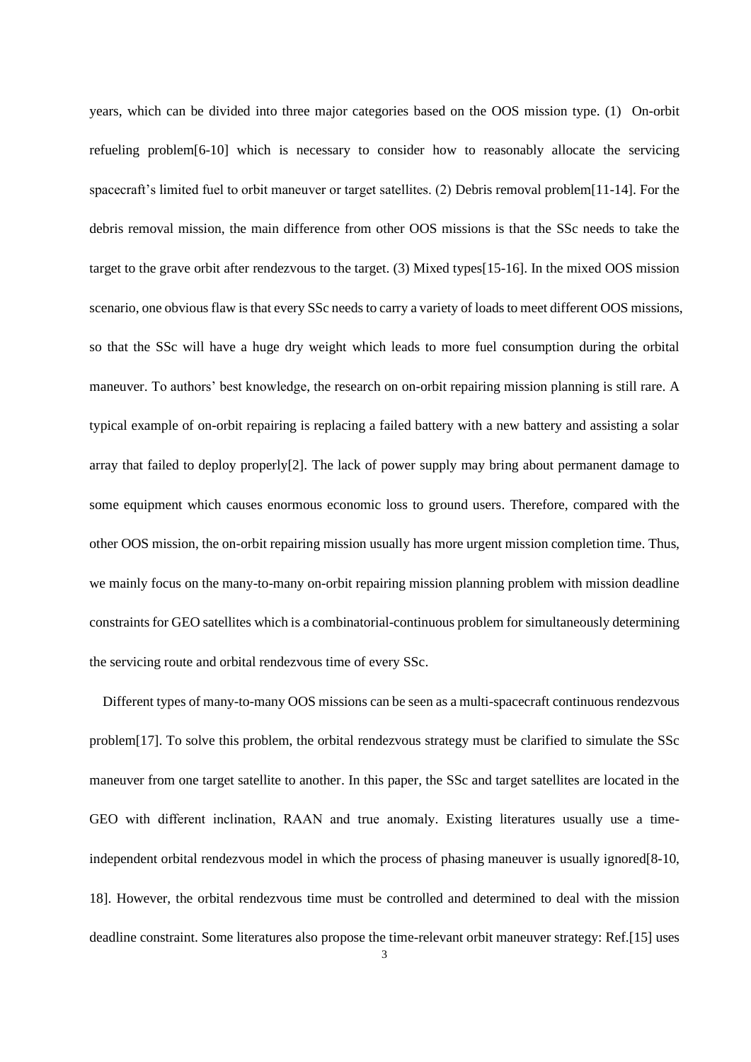years, which can be divided into three major categories based on the OOS mission type. (1) On-orbit refueling problem[6-10] which is necessary to consider how to reasonably allocate the servicing spacecraft's limited fuel to orbit maneuver or target satellites. (2) Debris removal problem[11-14]. For the debris removal mission, the main difference from other OOS missions is that the SSc needs to take the target to the grave orbit after rendezvous to the target. (3) Mixed types[15-16]. In the mixed OOS mission scenario, one obvious flaw is that every SSc needs to carry a variety of loads to meet different OOS missions, so that the SSc will have a huge dry weight which leads to more fuel consumption during the orbital maneuver. To authors' best knowledge, the research on on-orbit repairing mission planning is still rare. A typical example of on-orbit repairing is replacing a failed battery with a new battery and assisting a solar array that failed to deploy properly[2]. The lack of power supply may bring about permanent damage to some equipment which causes enormous economic loss to ground users. Therefore, compared with the other OOS mission, the on-orbit repairing mission usually has more urgent mission completion time. Thus, we mainly focus on the many-to-many on-orbit repairing mission planning problem with mission deadline constraints for GEO satellites which is a combinatorial-continuous problem for simultaneously determining the servicing route and orbital rendezvous time of every SSc.

Different types of many-to-many OOS missions can be seen as a multi-spacecraft continuous rendezvous problem[17]. To solve this problem, the orbital rendezvous strategy must be clarified to simulate the SSc maneuver from one target satellite to another. In this paper, the SSc and target satellites are located in the GEO with different inclination, RAAN and true anomaly. Existing literatures usually use a time-independent orbital rendezvous model in which the process of phasing maneuver is usually ignored[8-10, 18]. However, the orbital rendezvous time must be controlled and determined to deal with the mission deadline constraint. Some literatures also propose the time-relevant orbit maneuver strategy: Ref.[15] uses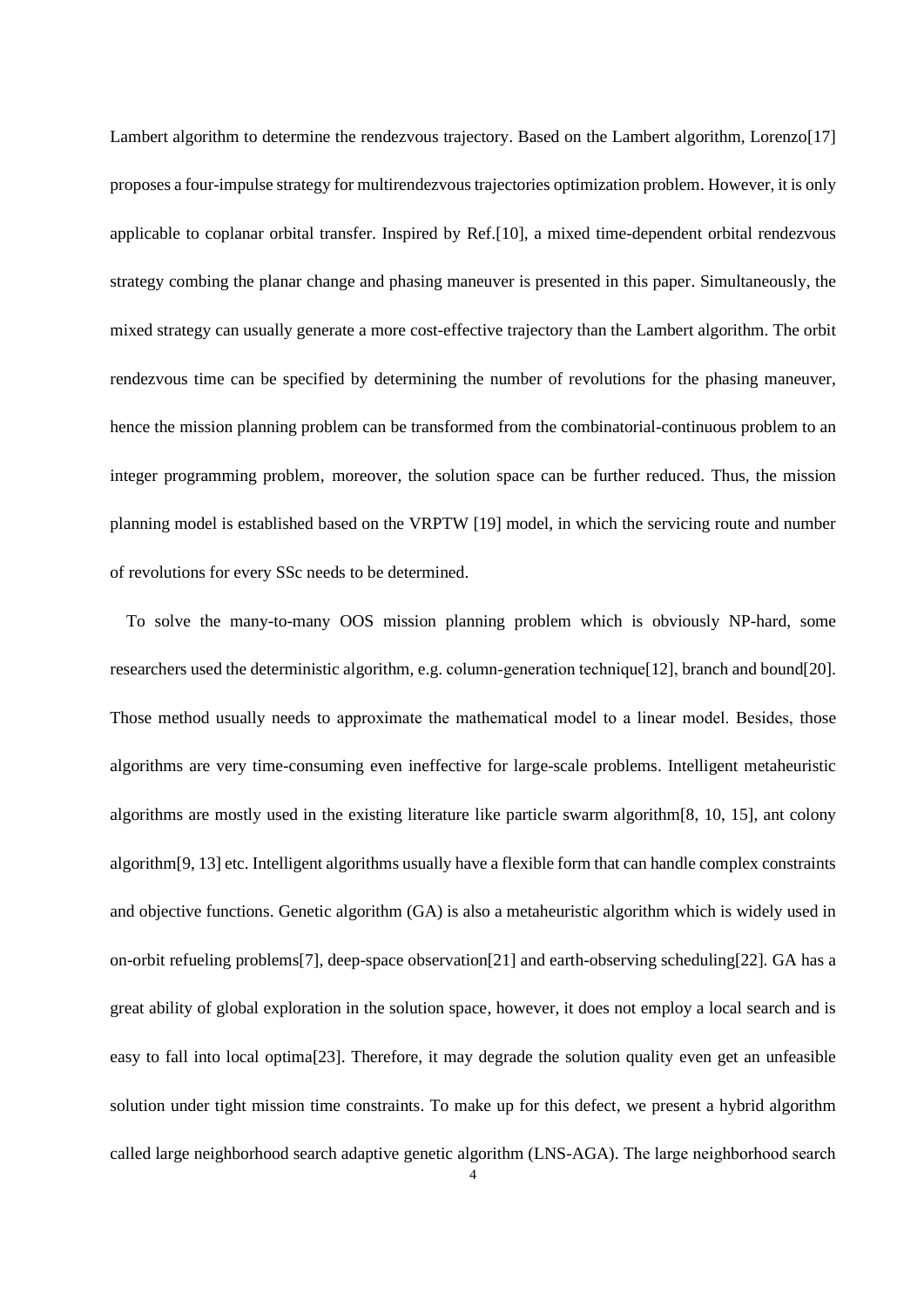Lambert algorithm to determine the rendezvous trajectory. Based on the Lambert algorithm, Lorenzo[17] proposes a four-impulse strategy for multirendezvous trajectories optimization problem. However, it is only applicable to coplanar orbital transfer. Inspired by Ref.[10], a mixed time-dependent orbital rendezvous strategy combing the planar change and phasing maneuver is presented in this paper. Simultaneously, the mixed strategy can usually generate a more cost-effective trajectory than the Lambert algorithm. The orbit rendezvous time can be specified by determining the number of revolutions for the phasing maneuver, hence the mission planning problem can be transformed from the combinatorial-continuous problem to an integer programming problem, moreover, the solution space can be further reduced. Thus, the mission planning model is established based on the VRPTW [19] model, in which the servicing route and number of revolutions for every SSc needs to be determined.

To solve the many-to-many OOS mission planning problem which is obviously NP-hard, some researchers used the deterministic algorithm, e.g. column-generation technique[12], branch and bound[20]. Those method usually needs to approximate the mathematical model to a linear model. Besides, those algorithms are very time-consuming even ineffective for large-scale problems. Intelligent metaheuristic algorithms are mostly used in the existing literature like particle swarm algorithm[8, 10, 15], ant colony algorithm[9, 13] etc. Intelligent algorithms usually have a flexible form that can handle complex constraints and objective functions. Genetic algorithm (GA) is also a metaheuristic algorithm which is widely used in on-orbit refueling problems[7], deep-space observation[21] and earth-observing scheduling[22]. GA has a great ability of global exploration in the solution space, however, it does not employ a local search and is easy to fall into local optima[23]. Therefore, it may degrade the solution quality even get an unfeasible solution under tight mission time constraints. To make up for this defect, we present a hybrid algorithm called large neighborhood search adaptive genetic algorithm (LNS-AGA). The large neighborhood search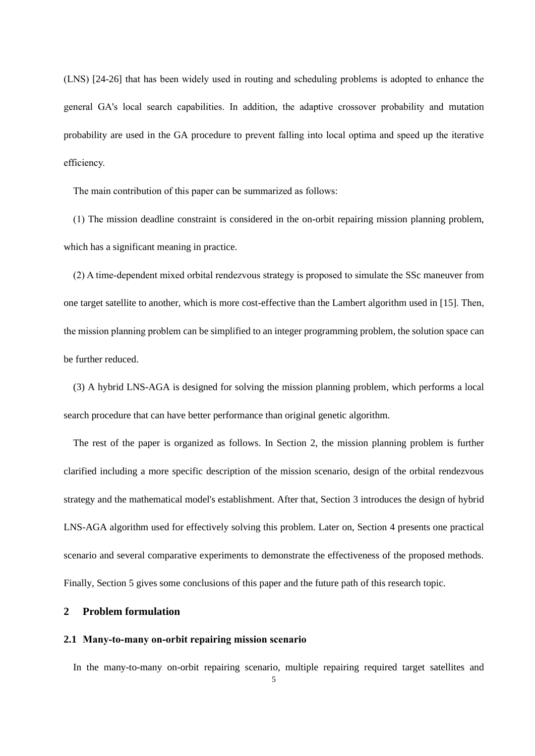(LNS) [24-26] that has been widely used in routing and scheduling problems is adopted to enhance the general GA's local search capabilities. In addition, the adaptive crossover probability and mutation probability are used in the GA procedure to prevent falling into local optima and speed up the iterative efficiency.

The main contribution of this paper can be summarized as follows:

(1) The mission deadline constraint is considered in the on-orbit repairing mission planning problem, which has a significant meaning in practice.

(2) A time-dependent mixed orbital rendezvous strategy is proposed to simulate the SSc maneuver from one target satellite to another, which is more cost-effective than the Lambert algorithm used in [15]. Then, the mission planning problem can be simplified to an integer programming problem, the solution space can be further reduced.

(3) A hybrid LNS-AGA is designed for solving the mission planning problem, which performs a local search procedure that can have better performance than original genetic algorithm.

The rest of the paper is organized as follows. In Section 2, the mission planning problem is further clarified including a more specific description of the mission scenario, design of the orbital rendezvous strategy and the mathematical model's establishment. After that, Section 3 introduces the design of hybrid LNS-AGA algorithm used for effectively solving this problem. Later on, Section 4 presents one practical scenario and several comparative experiments to demonstrate the effectiveness of the proposed methods. Finally, Section 5 gives some conclusions of this paper and the future path of this research topic.

## 2 Problem formulation

### 2.1 Many-to-many on-orbit repairing mission scenario

In the many-to-many on-orbit repairing scenario, multiple repairing required target satellites and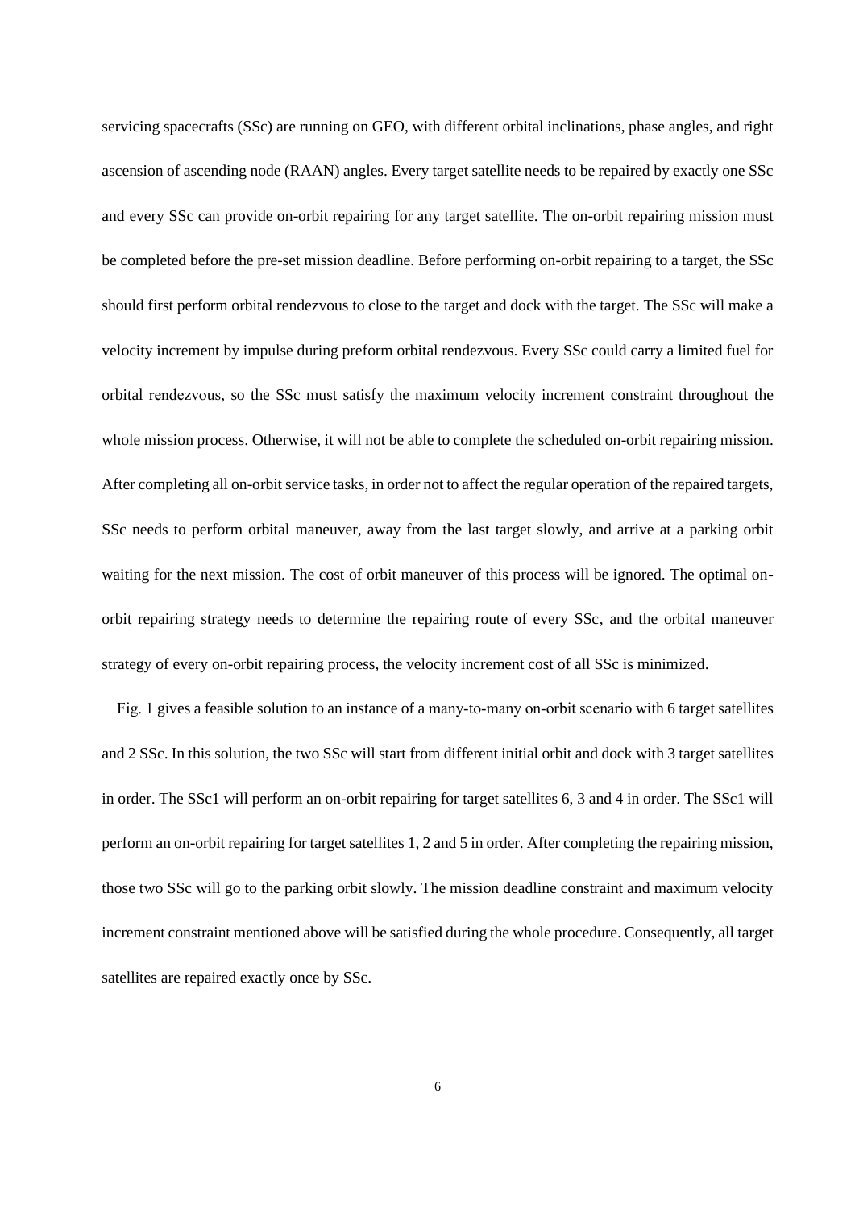servicing spacecrafts (SSc) are running on GEO, with different orbital inclinations, phase angles, and right ascension of ascending node (RAAN) angles. Every target satellite needs to be repaired by exactly one SSc and every SSc can provide on-orbit repairing for any target satellite. The on-orbit repairing mission must be completed before the pre-set mission deadline. Before performing on-orbit repairing to a target, the SSc should first perform orbital rendezvous to close to the target and dock with the target. The SSc will make a velocity increment by impulse during preform orbital rendezvous. Every SSc could carry a limited fuel for orbital rendezvous, so the SSc must satisfy the maximum velocity increment constraint throughout the whole mission process. Otherwise, it will not be able to complete the scheduled on-orbit repairing mission. After completing all on-orbit service tasks, in order not to affect the regular operation of the repaired targets, SSc needs to perform orbital maneuver, away from the last target slowly, and arrive at a parking orbit waiting for the next mission. The cost of orbit maneuver of this process will be ignored. The optimal on-orbit repairing strategy needs to determine the repairing route of every SSc, and the orbital maneuver strategy of every on-orbit repairing process, the velocity increment cost of all SSc is minimized.

Fig. 1 gives a feasible solution to an instance of a many-to-many on-orbit scenario with 6 target satellites and 2 SSc. In this solution, the two SSc will start from different initial orbit and dock with 3 target satellites in order. The SSc1 will perform an on-orbit repairing for target satellites 6, 3 and 4 in order. The SSc1 will perform an on-orbit repairing for target satellites 1, 2 and 5 in order. After completing the repairing mission, those two SSc will go to the parking orbit slowly. The mission deadline constraint and maximum velocity increment constraint mentioned above will be satisfied during the whole procedure. Consequently, all target satellites are repaired exactly once by SSc.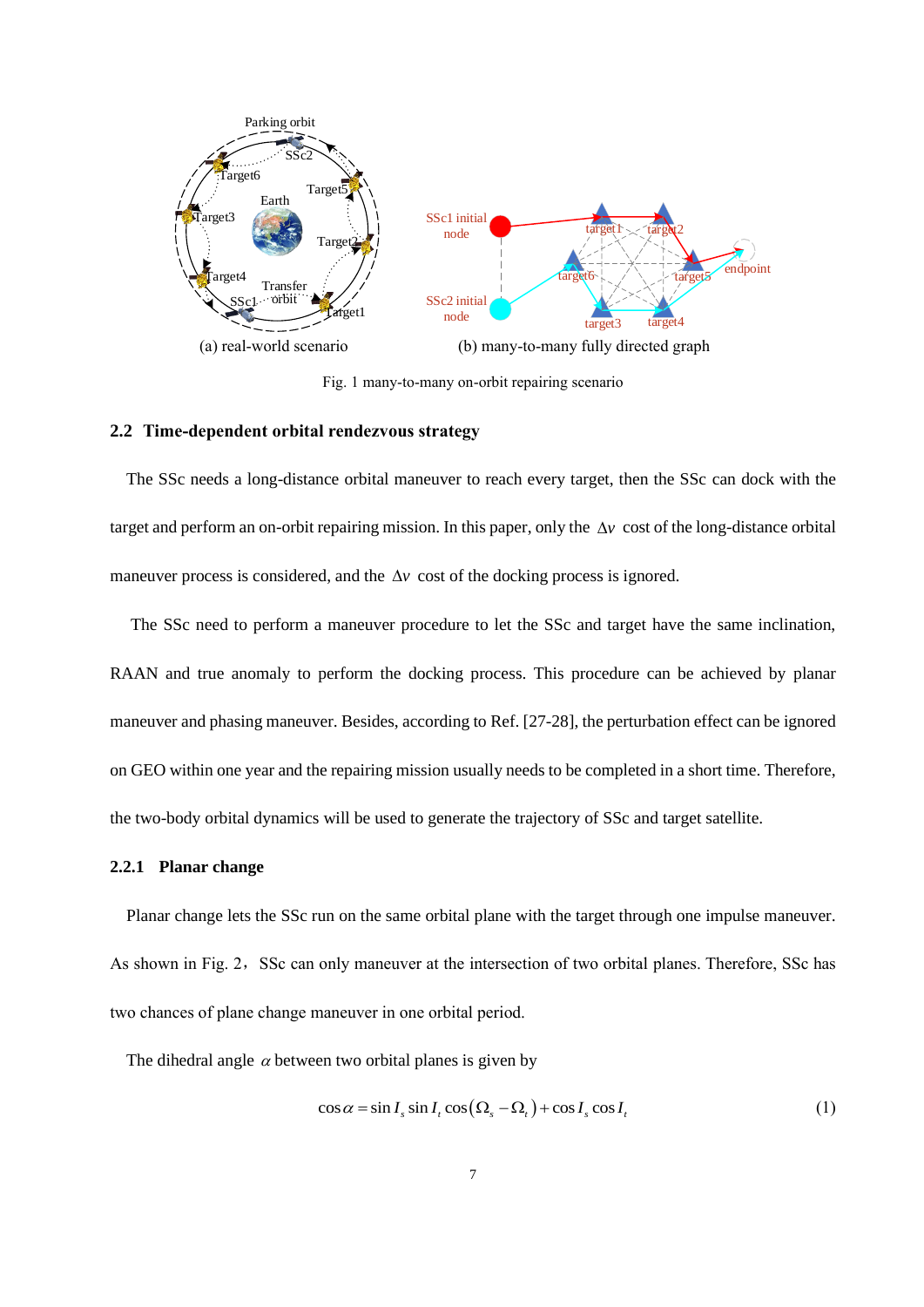(a) real-world scenario (b) many-to-many fully directed graph

Fig. 1 many-to-many on-orbit repairing scenario

## 2.2 Time-dependent orbital rendezvous strategy

The SSc needs a long-distance orbital maneuver to reach every target, then the SSc can dock with the target and perform an on-orbit repairing mission. In this paper, only the $\Delta v$ cost of the long-distance orbital maneuver process is considered, and the $\Delta v$ cost of the docking process is ignored.

The SSc need to perform a maneuver procedure to let the SSc and target have the same inclination, RAAN and true anomaly to perform the docking process. This procedure can be achieved by planar maneuver and phasing maneuver. Besides, according to Ref. [27-28], the perturbation effect can be ignored on GEO within one year and the repairing mission usually needs to be completed in a short time. Therefore, the two-body orbital dynamics will be used to generate the trajectory of SSc and target satellite.

### 2.2.1 Planar change

Planar change lets the SSc run on the same orbital plane with the target through one impulse maneuver. As shown in Fig. 2，SSc can only maneuver at the intersection of two orbital planes. Therefore, SSc has two chances of plane change maneuver in one orbital period.

The dihedral angle $\alpha$ between two orbital planes is given by

$$\cos\alpha = \sin I_s \sin I_t \cos(\Omega_s - \Omega_t) + \cos I_s \cos I_t \tag{1}$$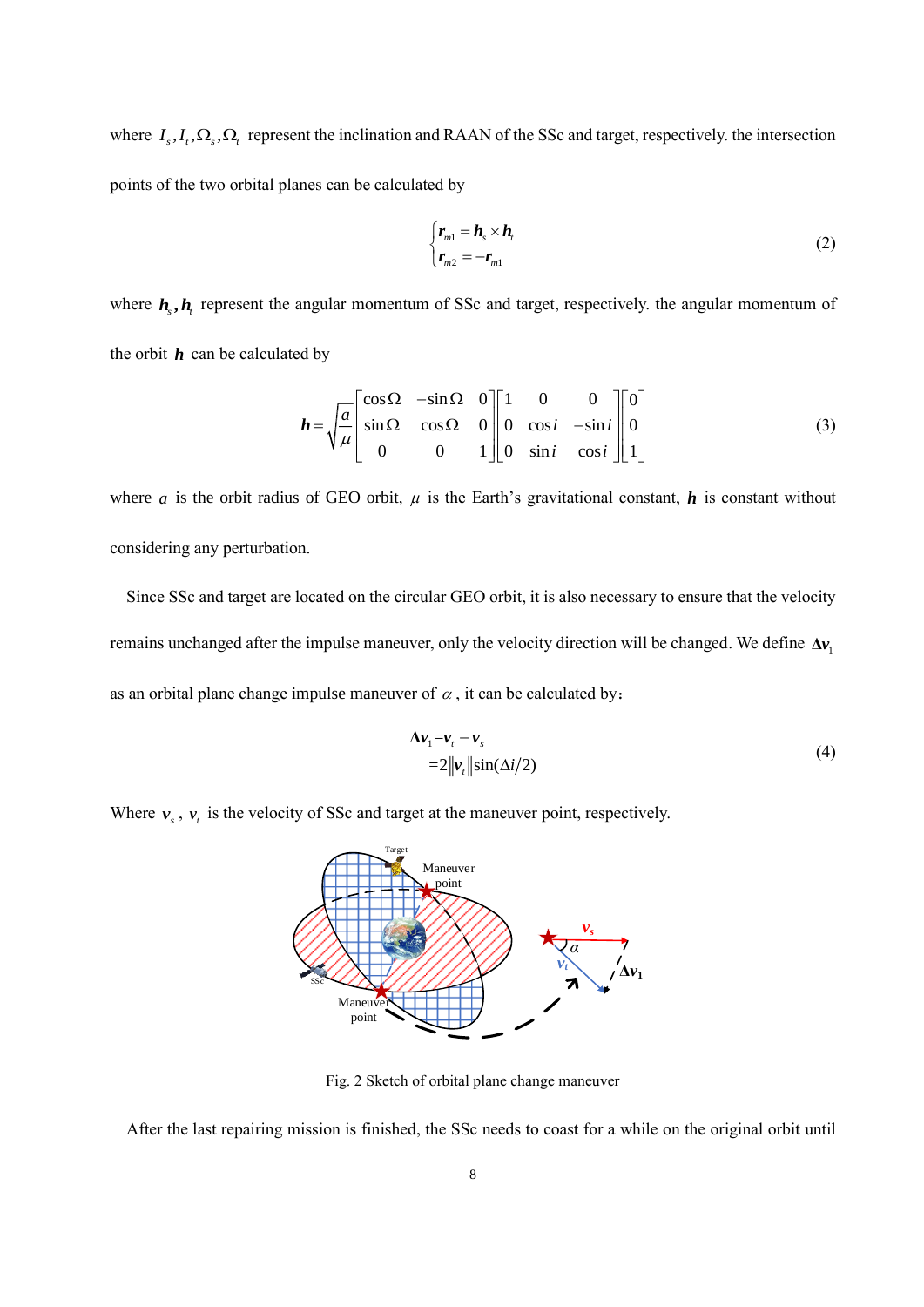where $I_s, I_t, \Omega_s, \Omega_t$ represent the inclination and RAAN of the SSc and target, respectively. the intersection points of the two orbital planes can be calculated by

$$
\begin{cases}
\boldsymbol{r}_{m1} = \boldsymbol{h}_s \times \boldsymbol{h}_t \\
\boldsymbol{r}_{m2} = -\boldsymbol{r}_{m1}
\end{cases}
\tag{2}
$$

where $\boldsymbol{h}_s, \boldsymbol{h}_t$ represent the angular momentum of SSc and target, respectively. the angular momentum of the orbit $\boldsymbol{h}$ can be calculated by

$$
\boldsymbol{h} = \sqrt{\frac{a}{\mu}} \begin{bmatrix} \cos\Omega & -\sin\Omega & 0 \\ \sin\Omega & \cos\Omega & 0 \\ 0 & 0 & 1 \end{bmatrix} \begin{bmatrix} 1 & 0 & 0 \\ 0 & \cos i & -\sin i \\ 0 & \sin i & \cos i \end{bmatrix} \begin{bmatrix} 0 \\ 0 \\ 1 \end{bmatrix}
\tag{3}
$$

where $a$ is the orbit radius of GEO orbit, $\mu$ is the Earth's gravitational constant, $\boldsymbol{h}$ is constant without considering any perturbation.

Since SSc and target are located on the circular GEO orbit, it is also necessary to ensure that the velocity remains unchanged after the impulse maneuver, only the velocity direction will be changed. We define $\boldsymbol{\Delta v}_1$ as an orbital plane change impulse maneuver of $\alpha$, it can be calculated by:

$$
\begin{aligned}
\boldsymbol{\Delta v}_1 &= \boldsymbol{v}_t - \boldsymbol{v}_s \\
&= 2\|\boldsymbol{v}_t\|\sin(\Delta i/2)
\end{aligned}
\tag{4}
$$

Where $\boldsymbol{v}_s$, $\boldsymbol{v}_t$ is the velocity of SSc and target at the maneuver point, respectively.

Fig. 2 Sketch of orbital plane change maneuver

After the last repairing mission is finished, the SSc needs to coast for a while on the original orbit until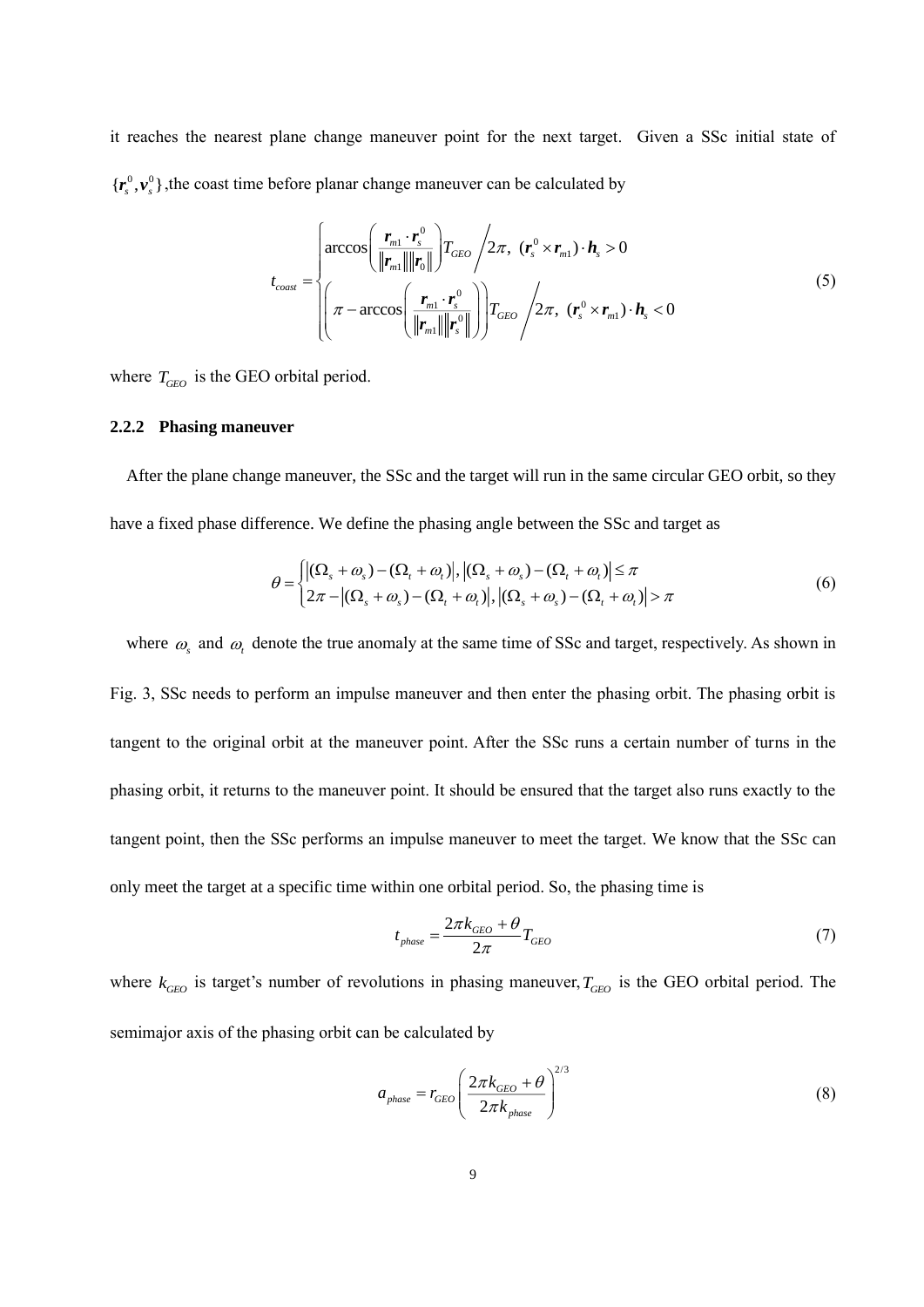it reaches the nearest plane change maneuver point for the next target. Given a SSc initial state of $\{\boldsymbol{r}_s^0, \boldsymbol{v}_s^0\}$, the coast time before planar change maneuver can be calculated by

$$
t_{coast} = \begin{cases} \arccos\left(\dfrac{\boldsymbol{r}_{m1} \cdot \boldsymbol{r}_s^0}{\|\boldsymbol{r}_{m1}\| \|\boldsymbol{r}_0\|}\right) T_{GEO} \Big/ 2\pi, \ (\boldsymbol{r}_s^0 \times \boldsymbol{r}_{m1}) \cdot \boldsymbol{h}_s > 0 \\ \left(\pi - \arccos\left(\dfrac{\boldsymbol{r}_{m1} \cdot \boldsymbol{r}_s^0}{\|\boldsymbol{r}_{m1}\| \|\boldsymbol{r}_s^0\|}\right)\right) T_{GEO} \Big/ 2\pi, \ (\boldsymbol{r}_s^0 \times \boldsymbol{r}_{m1}) \cdot \boldsymbol{h}_s < 0 \end{cases} \tag{5}
$$

where $T_{GEO}$ is the GEO orbital period.

### 2.2.2 Phasing maneuver

After the plane change maneuver, the SSc and the target will run in the same circular GEO orbit, so they have a fixed phase difference. We define the phasing angle between the SSc and target as

$$
\theta = \begin{cases} \left|(\Omega_s + \omega_s) - (\Omega_t + \omega_t)\right|, \left|(\Omega_s + \omega_s) - (\Omega_t + \omega_t)\right| \le \pi \\ 2\pi - \left|(\Omega_s + \omega_s) - (\Omega_t + \omega_t)\right|, \left|(\Omega_s + \omega_s) - (\Omega_t + \omega_t)\right| > \pi \end{cases} \tag{6}
$$

where $\omega_s$ and $\omega_t$ denote the true anomaly at the same time of SSc and target, respectively. As shown in Fig. 3, SSc needs to perform an impulse maneuver and then enter the phasing orbit. The phasing orbit is tangent to the original orbit at the maneuver point. After the SSc runs a certain number of turns in the phasing orbit, it returns to the maneuver point. It should be ensured that the target also runs exactly to the tangent point, then the SSc performs an impulse maneuver to meet the target. We know that the SSc can only meet the target at a specific time within one orbital period. So, the phasing time is

$$
t_{phase} = \frac{2\pi k_{GEO} + \theta}{2\pi} T_{GEO} \tag{7}
$$

where $k_{GEO}$ is target's number of revolutions in phasing maneuver, $T_{GEO}$ is the GEO orbital period. The semimajor axis of the phasing orbit can be calculated by

$$
a_{phase} = r_{GEO} \left( \frac{2\pi k_{GEO} + \theta}{2\pi k_{phase}} \right)^{2/3} \tag{8}
$$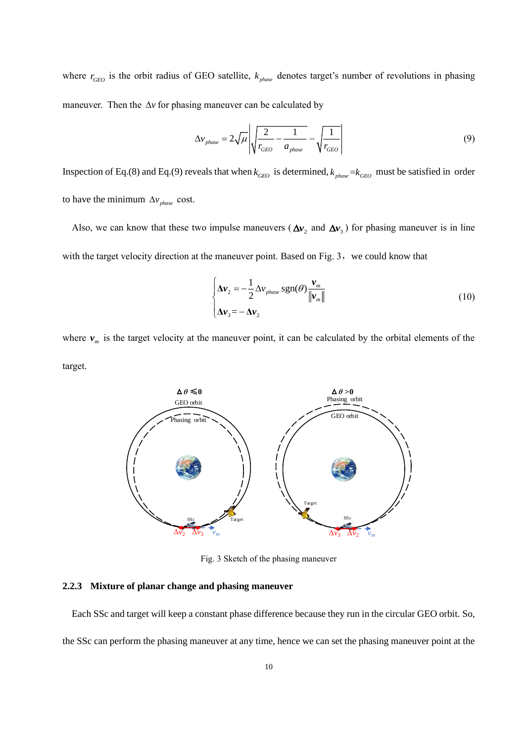where $r_{GEO}$ is the orbit radius of GEO satellite, $k_{phase}$ denotes target's number of revolutions in phasing maneuver. Then the $\Delta v$ for phasing maneuver can be calculated by

$$\Delta v_{phase} = 2\sqrt{\mu}\left|\sqrt{\frac{2}{r_{GEO}} - \frac{1}{a_{phase}}} - \sqrt{\frac{1}{r_{GEO}}}\right| \tag{9}$$

Inspection of Eq.(8) and Eq.(9) reveals that when $k_{GEO}$ is determined, $k_{phase} = k_{GEO}$ must be satisfied in order to have the minimum $\Delta v_{phase}$ cost.

Also, we can know that these two impulse maneuvers ($\boldsymbol{\Delta v}_2$ and $\boldsymbol{\Delta v}_3$) for phasing maneuver is in line with the target velocity direction at the maneuver point. Based on Fig. 3, we could know that

$$\begin{cases} \boldsymbol{\Delta v}_2 = -\dfrac{1}{2}\Delta v_{phase}\,\mathrm{sgn}(\theta)\dfrac{\boldsymbol{v}_m}{\|\boldsymbol{v}_m\|} \\ \boldsymbol{\Delta v}_3 = -\boldsymbol{\Delta v}_2 \end{cases} \tag{10}$$

where $\boldsymbol{v}_m$ is the target velocity at the maneuver point, it can be calculated by the orbital elements of the target.

Fig. 3 Sketch of the phasing maneuver

### 2.2.3 Mixture of planar change and phasing maneuver

Each SSc and target will keep a constant phase difference because they run in the circular GEO orbit. So, the SSc can perform the phasing maneuver at any time, hence we can set the phasing maneuver point at the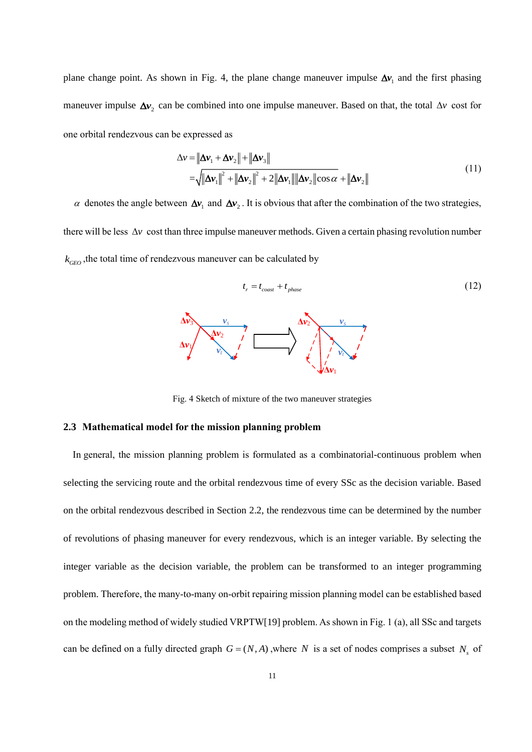plane change point. As shown in Fig. 4, the plane change maneuver impulse $\boldsymbol{\Delta v}_1$ and the first phasing maneuver impulse $\boldsymbol{\Delta v}_2$ can be combined into one impulse maneuver. Based on that, the total $\Delta v$ cost for one orbital rendezvous can be expressed as

$$
\begin{aligned}
\Delta v &= \left\| \boldsymbol{\Delta v}_1 + \boldsymbol{\Delta v}_2 \right\| + \left\| \boldsymbol{\Delta v}_3 \right\| \\
&= \sqrt{\left\| \boldsymbol{\Delta v}_1 \right\|^2 + \left\| \boldsymbol{\Delta v}_2 \right\|^2 + 2\left\| \boldsymbol{\Delta v}_1 \right\| \left\| \boldsymbol{\Delta v}_2 \right\| \cos\alpha} + \left\| \boldsymbol{\Delta v}_2 \right\|
\end{aligned} \tag{11}
$$

$\alpha$ denotes the angle between $\boldsymbol{\Delta v}_1$ and $\boldsymbol{\Delta v}_2$. It is obvious that after the combination of the two strategies, there will be less $\Delta v$ cost than three impulse maneuver methods. Given a certain phasing revolution number $k_{GEO}$ ,the total time of rendezvous maneuver can be calculated by

$$
t_r = t_{coast} + t_{phase} \tag{12}
$$

Fig. 4 Sketch of mixture of the two maneuver strategies

## 2.3 Mathematical model for the mission planning problem

In general, the mission planning problem is formulated as a combinatorial-continuous problem when selecting the servicing route and the orbital rendezvous time of every SSc as the decision variable. Based on the orbital rendezvous described in Section 2.2, the rendezvous time can be determined by the number of revolutions of phasing maneuver for every rendezvous, which is an integer variable. By selecting the integer variable as the decision variable, the problem can be transformed to an integer programming problem. Therefore, the many-to-many on-orbit repairing mission planning model can be established based on the modeling method of widely studied VRPTW[19] problem. As shown in Fig. 1 (a), all SSc and targets can be defined on a fully directed graph $G = (N, A)$ ,where $N$ is a set of nodes comprises a subset $N_s$ of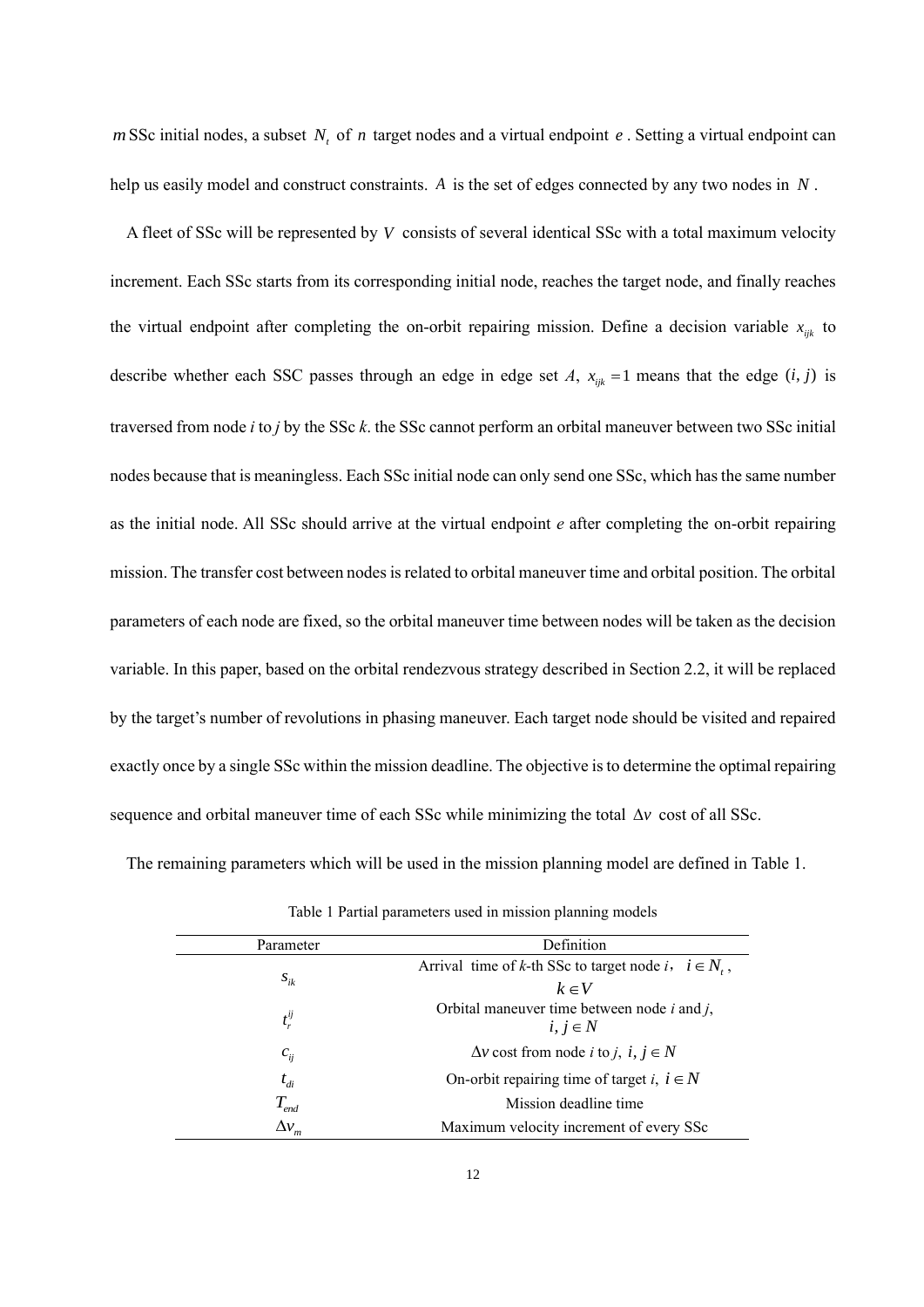$m$ SSc initial nodes, a subset $N_t$ of $n$ target nodes and a virtual endpoint $e$ . Setting a virtual endpoint can help us easily model and construct constraints. $A$ is the set of edges connected by any two nodes in $N$ .

A fleet of SSc will be represented by $V$ consists of several identical SSc with a total maximum velocity increment. Each SSc starts from its corresponding initial node, reaches the target node, and finally reaches the virtual endpoint after completing the on-orbit repairing mission. Define a decision variable $x_{ijk}$ to describe whether each SSC passes through an edge in edge set *A*, $x_{ijk} = 1$ means that the edge $(i, j)$ is traversed from node *i* to *j* by the SSc *k*. the SSc cannot perform an orbital maneuver between two SSc initial nodes because that is meaningless. Each SSc initial node can only send one SSc, which has the same number as the initial node. All SSc should arrive at the virtual endpoint *e* after completing the on-orbit repairing mission. The transfer cost between nodes is related to orbital maneuver time and orbital position. The orbital parameters of each node are fixed, so the orbital maneuver time between nodes will be taken as the decision variable. In this paper, based on the orbital rendezvous strategy described in Section 2.2, it will be replaced by the target's number of revolutions in phasing maneuver. Each target node should be visited and repaired exactly once by a single SSc within the mission deadline. The objective is to determine the optimal repairing sequence and orbital maneuver time of each SSc while minimizing the total $\Delta v$ cost of all SSc.

The remaining parameters which will be used in the mission planning model are defined in Table 1.

Table 1 Partial parameters used in mission planning models

| Parameter | Definition |
| --- | --- |
| $s_{ik}$ | Arrival time of *k*-th SSc to target node *i*, $i \in N_t$, $k \in V$ |
| $t_r^{ij}$ | Orbital maneuver time between node *i* and *j*, $i, j \in N$ |
| $c_{ij}$ | $\Delta v$ cost from node *i* to *j*, $i, j \in N$ |
| $t_{di}$ | On-orbit repairing time of target *i*, $i \in N$ |
| $T_{end}$ | Mission deadline time |
| $\Delta v_m$ | Maximum velocity increment of every SSc |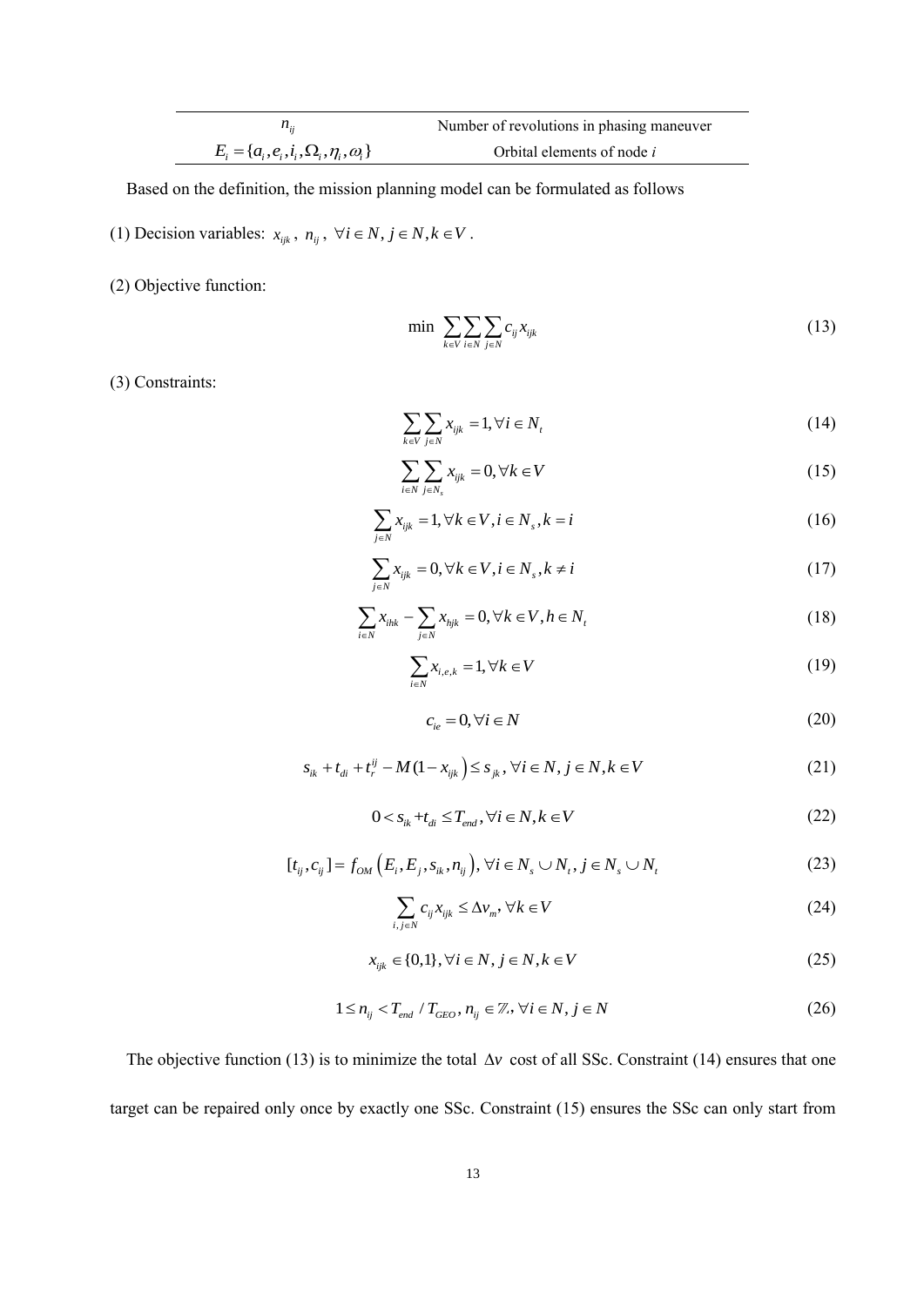| | |
|---|---|
| $n_{ij}$ | Number of revolutions in phasing maneuver |
| $E_i = \{a_i, e_i, i_i, \Omega_i, \eta_i, \omega_i\}$ | Orbital elements of node $i$ |

Based on the definition, the mission planning model can be formulated as follows

(1) Decision variables: $x_{ijk}$, $n_{ij}$, $\forall i \in N, j \in N, k \in V$.

(2) Objective function:

$$\min \sum_{k \in V} \sum_{i \in N} \sum_{j \in N} c_{ij} x_{ijk} \tag{13}$$

(3) Constraints:

$$\sum_{k \in V} \sum_{j \in N} x_{ijk} = 1, \forall i \in N_t \tag{14}$$

$$\sum_{i \in N} \sum_{j \in N_s} x_{ijk} = 0, \forall k \in V \tag{15}$$

$$\sum_{j \in N} x_{ijk} = 1, \forall k \in V, i \in N_s, k = i \tag{16}$$

$$\sum_{j \in N} x_{ijk} = 0, \forall k \in V, i \in N_s, k \neq i \tag{17}$$

$$\sum_{i \in N} x_{ihk} - \sum_{j \in N} x_{hjk} = 0, \forall k \in V, h \in N_t \tag{18}$$

$$\sum_{i \in N} x_{i,e,k} = 1, \forall k \in V \tag{19}$$

$$c_{ie} = 0, \forall i \in N \tag{20}$$

$$s_{ik} + t_{di} + t_r^{ij} - M(1 - x_{ijk}) \leq s_{jk}, \forall i \in N, j \in N, k \in V \tag{21}$$

$$0 < s_{ik} + t_{di} \leq T_{end}, \forall i \in N, k \in V \tag{22}$$

$$[t_{ij}, c_{ij}] = f_{OM}\left(E_i, E_j, s_{ik}, n_{ij}\right), \forall i \in N_s \cup N_t, j \in N_s \cup N_t \tag{23}$$

$$\sum_{i, j \in N} c_{ij} x_{ijk} \leq \Delta v_m, \forall k \in V \tag{24}$$

$$x_{ijk} \in \{0,1\}, \forall i \in N, j \in N, k \in V \tag{25}$$

$$1 \leq n_{ij} < T_{end} / T_{GEO}, n_{ij} \in \mathbb{Z}, \forall i \in N, j \in N \tag{26}$$

The objective function (13) is to minimize the total $\Delta v$ cost of all SSc. Constraint (14) ensures that one target can be repaired only once by exactly one SSc. Constraint (15) ensures the SSc can only start from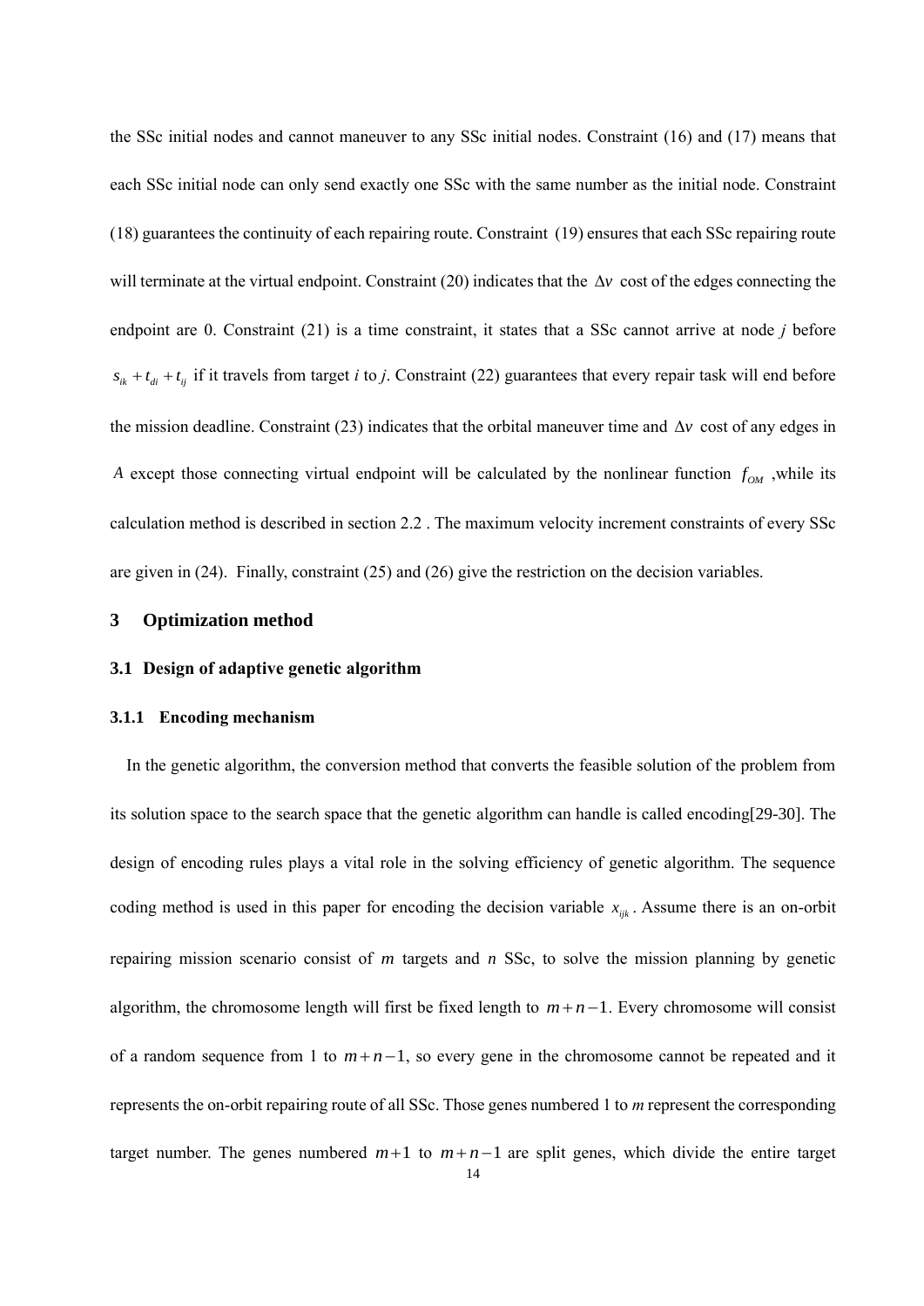the SSc initial nodes and cannot maneuver to any SSc initial nodes. Constraint (16) and (17) means that each SSc initial node can only send exactly one SSc with the same number as the initial node. Constraint (18) guarantees the continuity of each repairing route. Constraint (19) ensures that each SSc repairing route will terminate at the virtual endpoint. Constraint (20) indicates that the $\Delta v$ cost of the edges connecting the endpoint are 0. Constraint (21) is a time constraint, it states that a SSc cannot arrive at node *j* before $s_{ik} + t_{di} + t_{ij}$ if it travels from target *i* to *j*. Constraint (22) guarantees that every repair task will end before the mission deadline. Constraint (23) indicates that the orbital maneuver time and $\Delta v$ cost of any edges in $A$ except those connecting virtual endpoint will be calculated by the nonlinear function $f_{OM}$ ,while its calculation method is described in section 2.2 . The maximum velocity increment constraints of every SSc are given in (24). Finally, constraint (25) and (26) give the restriction on the decision variables.

# 3 Optimization method

## 3.1 Design of adaptive genetic algorithm

### 3.1.1 Encoding mechanism

In the genetic algorithm, the conversion method that converts the feasible solution of the problem from its solution space to the search space that the genetic algorithm can handle is called encoding[29-30]. The design of encoding rules plays a vital role in the solving efficiency of genetic algorithm. The sequence coding method is used in this paper for encoding the decision variable $x_{ijk}$. Assume there is an on-orbit repairing mission scenario consist of *m* targets and *n* SSc, to solve the mission planning by genetic algorithm, the chromosome length will first be fixed length to $m+n-1$. Every chromosome will consist of a random sequence from 1 to $m+n-1$, so every gene in the chromosome cannot be repeated and it represents the on-orbit repairing route of all SSc. Those genes numbered 1 to *m* represent the corresponding target number. The genes numbered $m+1$ to $m+n-1$ are split genes, which divide the entire target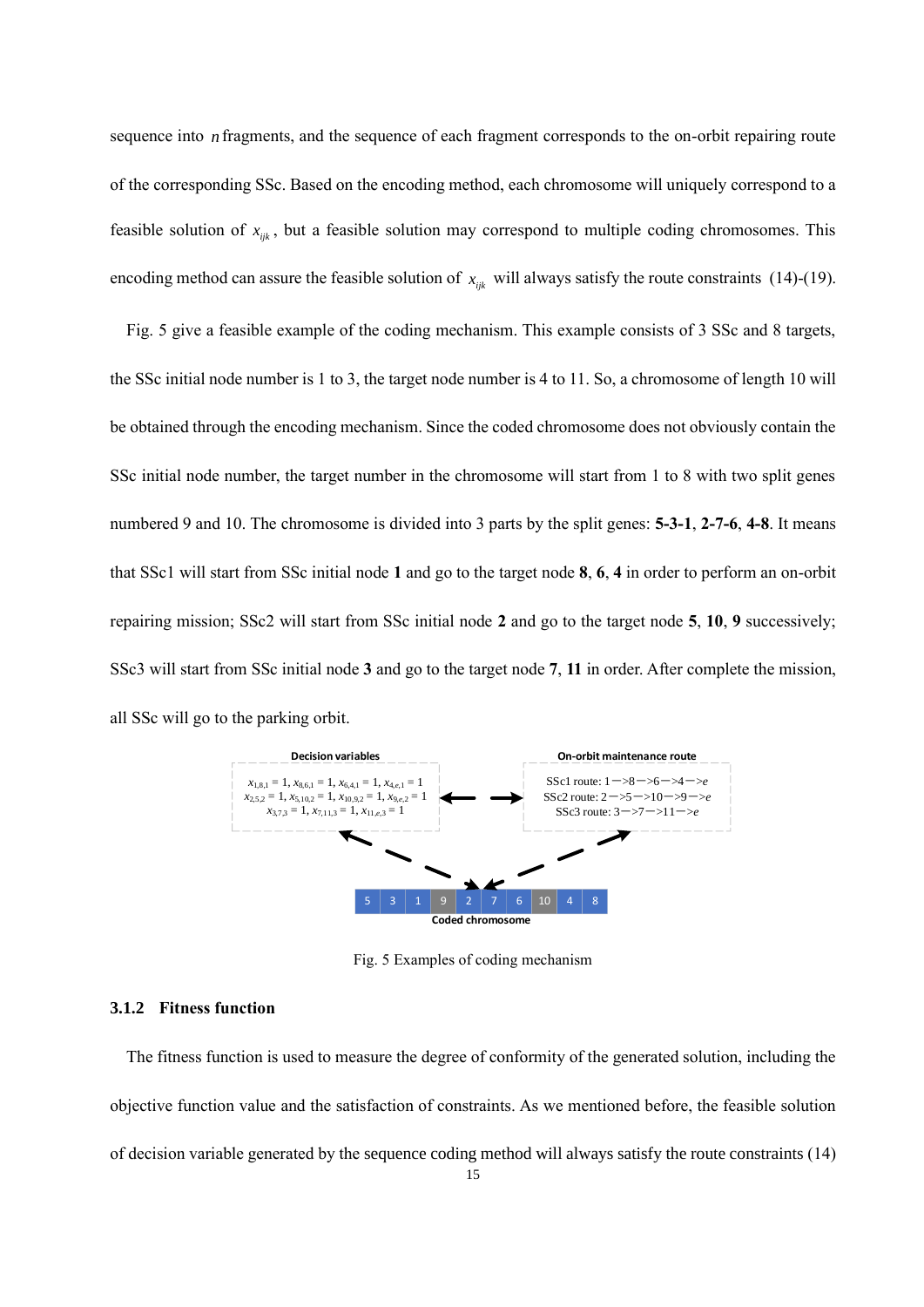sequence into $n$ fragments, and the sequence of each fragment corresponds to the on-orbit repairing route of the corresponding SSc. Based on the encoding method, each chromosome will uniquely correspond to a feasible solution of $x_{ijk}$, but a feasible solution may correspond to multiple coding chromosomes. This encoding method can assure the feasible solution of $x_{ijk}$ will always satisfy the route constraints (14)-(19).

Fig. 5 give a feasible example of the coding mechanism. This example consists of 3 SSc and 8 targets, the SSc initial node number is 1 to 3, the target node number is 4 to 11. So, a chromosome of length 10 will be obtained through the encoding mechanism. Since the coded chromosome does not obviously contain the SSc initial node number, the target number in the chromosome will start from 1 to 8 with two split genes numbered 9 and 10. The chromosome is divided into 3 parts by the split genes: **5-3-1**, **2-7-6**, **4-8**. It means that SSc1 will start from SSc initial node **1** and go to the target node **8**, **6**, **4** in order to perform an on-orbit repairing mission; SSc2 will start from SSc initial node **2** and go to the target node **5**, **10**, **9** successively; SSc3 will start from SSc initial node **3** and go to the target node **7**, **11** in order. After complete the mission, all SSc will go to the parking orbit.

**Decision variables**

$x_{1,8,1} = 1,\ x_{8,6,1} = 1,\ x_{6,4,1} = 1,\ x_{4,e,1} = 1$
$x_{2,5,2} = 1,\ x_{5,10,2} = 1,\ x_{10,9,2} = 1,\ x_{9,e,2} = 1$
$x_{3,7,3} = 1,\ x_{7,11,3} = 1,\ x_{11,e,3} = 1$

**On-orbit maintenance route**

SSc1 route: 1—>8—>6—>4—>$e$
SSc2 route: 2—>5—>10—>9—>$e$
SSc3 route: 3—>7—>11—>$e$

| 5 | 3 | 1 | 9 | 2 | 7 | 6 | 10 | 4 | 8 |
|---|---|---|---|---|---|---|---|---|---|

**Coded chromosome**

Fig. 5 Examples of coding mechanism

### 3.1.2 Fitness function

The fitness function is used to measure the degree of conformity of the generated solution, including the objective function value and the satisfaction of constraints. As we mentioned before, the feasible solution of decision variable generated by the sequence coding method will always satisfy the route constraints (14)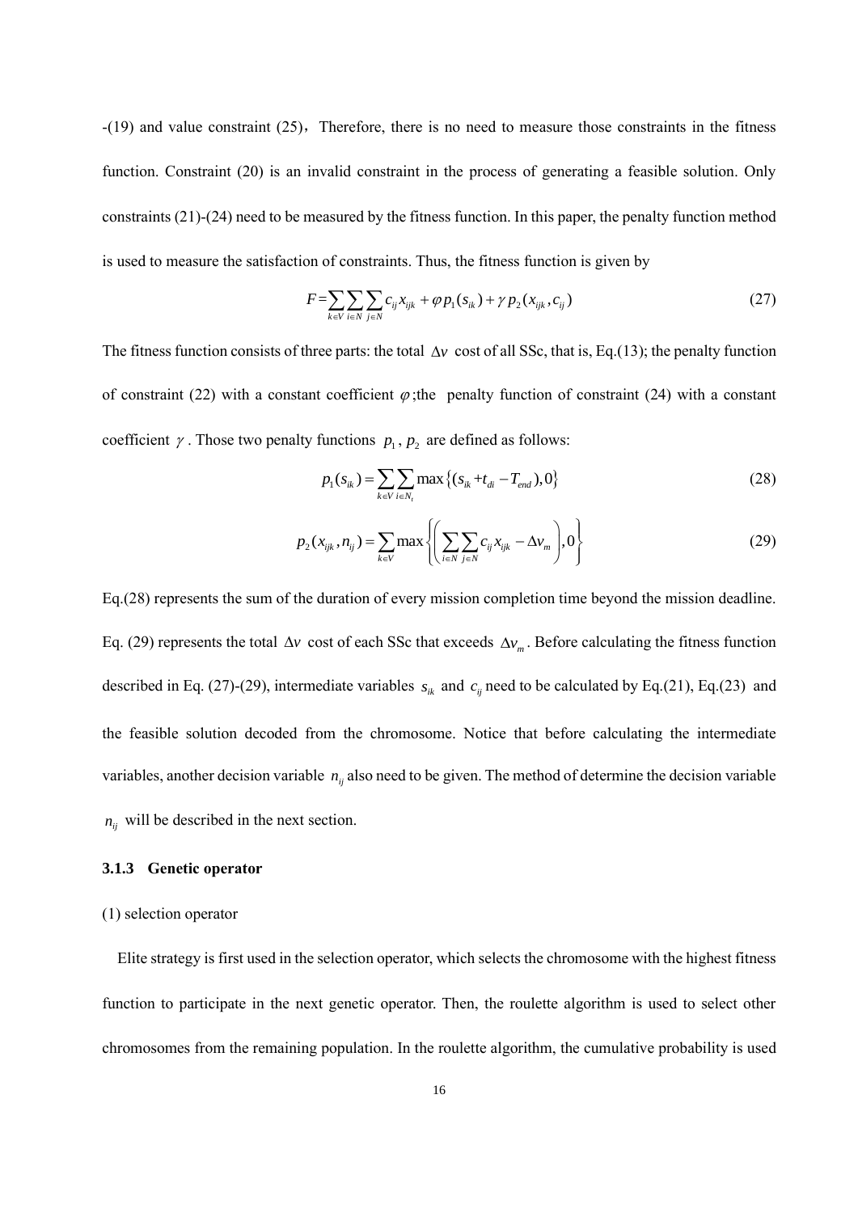-(19) and value constraint (25)，Therefore, there is no need to measure those constraints in the fitness function. Constraint (20) is an invalid constraint in the process of generating a feasible solution. Only constraints (21)-(24) need to be measured by the fitness function. In this paper, the penalty function method is used to measure the satisfaction of constraints. Thus, the fitness function is given by

$$F=\sum_{k\in V}\sum_{i\in N}\sum_{j\in N}c_{ij}x_{ijk}+\varphi p_1(s_{ik})+\gamma p_2(x_{ijk},c_{ij}) \tag{27}$$

The fitness function consists of three parts: the total $\Delta v$ cost of all SSc, that is, Eq.(13); the penalty function of constraint (22) with a constant coefficient $\varphi$;the penalty function of constraint (24) with a constant coefficient $\gamma$. Those two penalty functions $p_1$, $p_2$ are defined as follows:

$$p_1(s_{ik})=\sum_{k\in V}\sum_{i\in N_t}\max\left\{(s_{ik}+t_{di}-T_{end}),0\right\} \tag{28}$$

$$p_2(x_{ijk},n_{ij})=\sum_{k\in V}\max\left\{\left(\sum_{i\in N}\sum_{j\in N}c_{ij}x_{ijk}-\Delta v_m\right),0\right\} \tag{29}$$

Eq.(28) represents the sum of the duration of every mission completion time beyond the mission deadline. Eq. (29) represents the total $\Delta v$ cost of each SSc that exceeds $\Delta v_m$. Before calculating the fitness function described in Eq. (27)-(29), intermediate variables $s_{ik}$ and $c_{ij}$ need to be calculated by Eq.(21), Eq.(23) and the feasible solution decoded from the chromosome. Notice that before calculating the intermediate variables, another decision variable $n_{ij}$ also need to be given. The method of determine the decision variable $n_{ij}$ will be described in the next section.

### 3.1.3 Genetic operator

(1) selection operator

Elite strategy is first used in the selection operator, which selects the chromosome with the highest fitness function to participate in the next genetic operator. Then, the roulette algorithm is used to select other chromosomes from the remaining population. In the roulette algorithm, the cumulative probability is used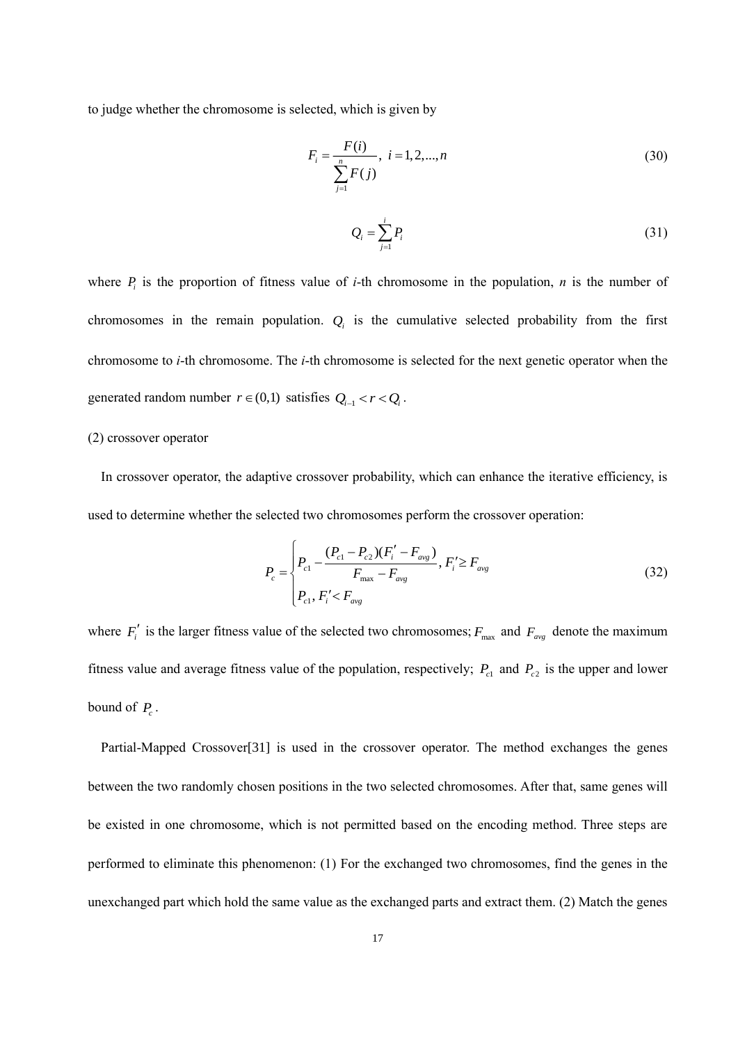to judge whether the chromosome is selected, which is given by

$$F_i = \frac{F(i)}{\sum_{j=1}^{n} F(j)}, \ i = 1, 2, ..., n \tag{30}$$

$$Q_i = \sum_{j=1}^{i} P_i \tag{31}$$

where $P_i$ is the proportion of fitness value of $i$-th chromosome in the population, $n$ is the number of chromosomes in the remain population. $Q_i$ is the cumulative selected probability from the first chromosome to $i$-th chromosome. The $i$-th chromosome is selected for the next genetic operator when the generated random number $r \in (0,1)$ satisfies $Q_{i-1} < r < Q_i$.

(2) crossover operator

In crossover operator, the adaptive crossover probability, which can enhance the iterative efficiency, is used to determine whether the selected two chromosomes perform the crossover operation:

$$P_c = \begin{cases} P_{c1} - \dfrac{(P_{c1} - P_{c2})(F_i' - F_{avg})}{F_{\max} - F_{avg}}, F_i' \geq F_{avg} \\ P_{c1}, F_i' < F_{avg} \end{cases} \tag{32}$$

where $F_i'$ is the larger fitness value of the selected two chromosomes; $F_{\max}$ and $F_{avg}$ denote the maximum fitness value and average fitness value of the population, respectively; $P_{c1}$ and $P_{c2}$ is the upper and lower bound of $P_c$.

Partial-Mapped Crossover[31] is used in the crossover operator. The method exchanges the genes between the two randomly chosen positions in the two selected chromosomes. After that, same genes will be existed in one chromosome, which is not permitted based on the encoding method. Three steps are performed to eliminate this phenomenon: (1) For the exchanged two chromosomes, find the genes in the unexchanged part which hold the same value as the exchanged parts and extract them. (2) Match the genes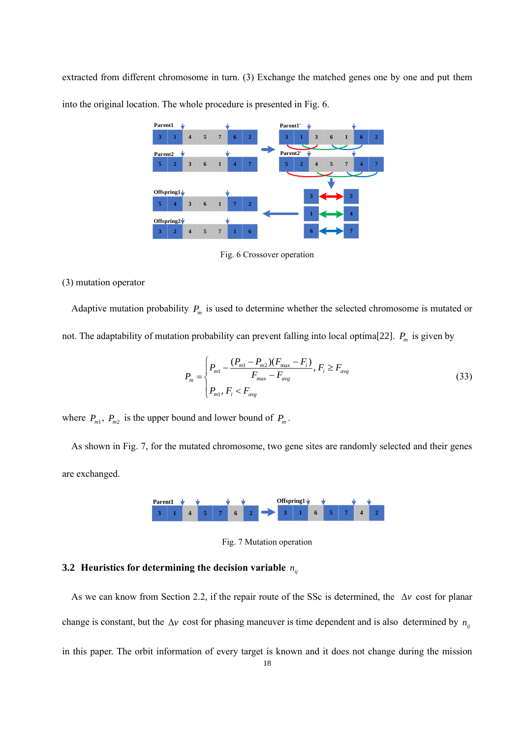extracted from different chromosome in turn. (3) Exchange the matched genes one by one and put them into the original location. The whole procedure is presented in Fig. 6.

Fig. 6 Crossover operation

(3) mutation operator

Adaptive mutation probability $P_m$ is used to determine whether the selected chromosome is mutated or not. The adaptability of mutation probability can prevent falling into local optima[22]. $P_m$ is given by

$$P_m = \begin{cases} P_{m1} - \dfrac{(P_{m1} - P_{m2})(F_{\max} - F_i)}{F_{\max} - F_{avg}}, F_i \geq F_{avg} \\ P_{m1}, F_i < F_{avg} \end{cases} \tag{33}$$

where $P_{m1}$, $P_{m2}$ is the upper bound and lower bound of $P_m$.

As shown in Fig. 7, for the mutated chromosome, two gene sites are randomly selected and their genes are exchanged.

Fig. 7 Mutation operation

### 3.2 Heuristics for determining the decision variable $n_{ij}$

As we can know from Section 2.2, if the repair route of the SSc is determined, the $\Delta v$ cost for planar change is constant, but the $\Delta v$ cost for phasing maneuver is time dependent and is also determined by $n_{ij}$ in this paper. The orbit information of every target is known and it does not change during the mission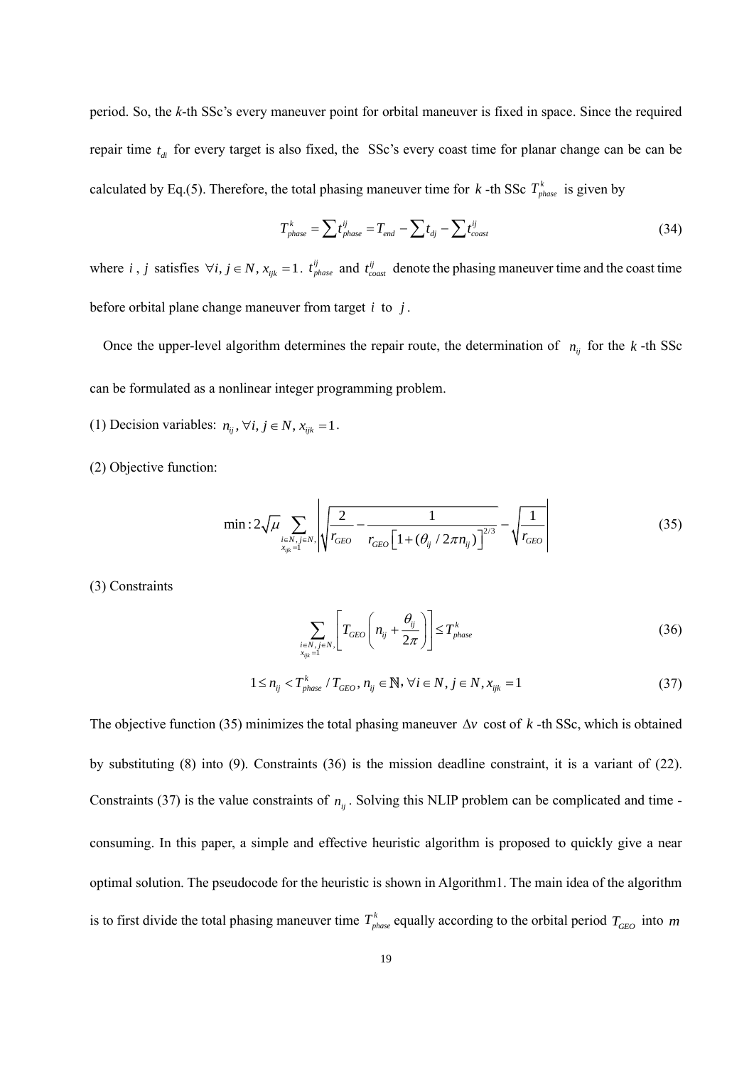period. So, the *k*-th SSc's every maneuver point for orbital maneuver is fixed in space. Since the required repair time $t_{di}$ for every target is also fixed, the SSc's every coast time for planar change can be can be calculated by Eq.(5). Therefore, the total phasing maneuver time for $k$ -th SSc $T_{phase}^{k}$ is given by

$$T_{phase}^{k} = \sum t_{phase}^{ij} = T_{end} - \sum t_{dj} - \sum t_{coast}^{ij} \tag{34}$$

where $i$ , $j$ satisfies $\forall i, j \in N, x_{ijk} = 1$. $t_{phase}^{ij}$ and $t_{coast}^{ij}$ denote the phasing maneuver time and the coast time before orbital plane change maneuver from target $i$ to $j$.

Once the upper-level algorithm determines the repair route, the determination of $n_{ij}$ for the $k$ -th SSc can be formulated as a nonlinear integer programming problem.

(1) Decision variables: $n_{ij}, \forall i, j \in N, x_{ijk} = 1$.

(2) Objective function:

$$\min : 2\sqrt{\mu} \sum_{\substack{i \in N, j \in N, \\ x_{ijk}=1}} \left| \sqrt{\frac{2}{r_{GEO}} - \frac{1}{r_{GEO}\left[1 + (\theta_{ij} / 2\pi n_{ij})\right]^{2/3}}} - \sqrt{\frac{1}{r_{GEO}}} \right| \tag{35}$$

(3) Constraints

$$\sum_{\substack{i \in N, j \in N, \\ x_{ijk}=1}} \left[ T_{GEO}\left( n_{ij} + \frac{\theta_{ij}}{2\pi} \right) \right] \le T_{phase}^{k} \tag{36}$$

$$1 \le n_{ij} < T_{phase}^{k} / T_{GEO}, n_{ij} \in \mathbb{N}, \forall i \in N, j \in N, x_{ijk} = 1 \tag{37}$$

The objective function (35) minimizes the total phasing maneuver $\Delta v$ cost of $k$ -th SSc, which is obtained by substituting (8) into (9). Constraints (36) is the mission deadline constraint, it is a variant of (22). Constraints (37) is the value constraints of $n_{ij}$ . Solving this NLIP problem can be complicated and time - consuming. In this paper, a simple and effective heuristic algorithm is proposed to quickly give a near optimal solution. The pseudocode for the heuristic is shown in Algorithm1. The main idea of the algorithm is to first divide the total phasing maneuver time $T_{phase}^{k}$ equally according to the orbital period $T_{GEO}$ into $m$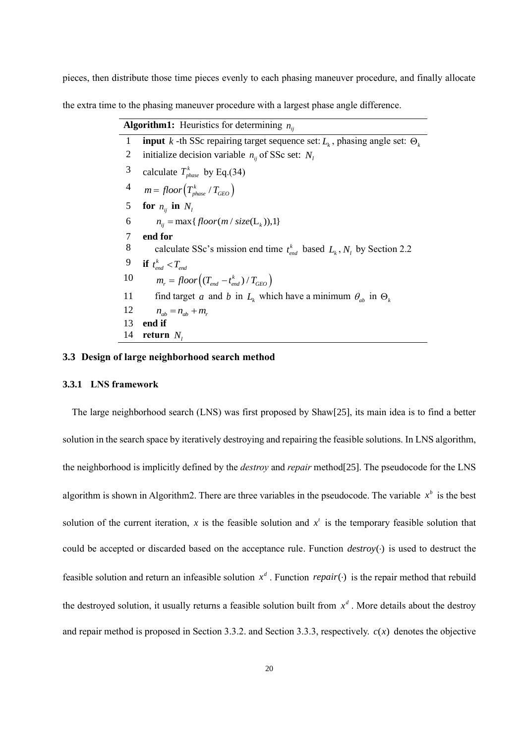pieces, then distribute those time pieces evenly to each phasing maneuver procedure, and finally allocate the extra time to the phasing maneuver procedure with a largest phase angle difference.

| **Algorithm1:** Heuristics for determining $n_{ij}$ | |
|---|---|
| 1 | **input** $k$ -th SSc repairing target sequence set: $L_k$, phasing angle set: $\Theta_k$ |
| 2 | initialize decision variable $n_{ij}$ of SSc set: $N_l$ |
| 3 | calculate $T_{phase}^{k}$ by Eq.(34) |
| 4 | $m = floor\left(T_{phase}^{k} / T_{GEO}\right)$ |
| 5 | **for** $n_{ij}$ **in** $N_l$ |
| 6 | $n_{ij} = \max\{floor(m / size(\mathrm{L}_k)),1\}$ |
| 7 | **end for** |
| 8 | calculate SSc's mission end time $t_{end}^{k}$ based $L_k, N_l$ by Section 2.2 |
| 9 | **if** $t_{end}^{k} < T_{end}$ |
| 10 | $m_r = floor\left((T_{end} - t_{end}^{k}) / T_{GEO}\right)$ |
| 11 | find target $a$ and $b$ in $L_k$ which have a minimum $\theta_{ab}$ in $\Theta_k$ |
| 12 | $n_{ab} = n_{ab} + m_r$ |
| 13 | **end if** |
| 14 | **return** $N_l$ |

### 3.3 Design of large neighborhood search method

#### 3.3.1 LNS framework

The large neighborhood search (LNS) was first proposed by Shaw[25], its main idea is to find a better solution in the search space by iteratively destroying and repairing the feasible solutions. In LNS algorithm, the neighborhood is implicitly defined by the *destroy* and *repair* method[25]. The pseudocode for the LNS algorithm is shown in Algorithm2. There are three variables in the pseudocode. The variable $x^b$ is the best solution of the current iteration, $x$ is the feasible solution and $x^t$ is the temporary feasible solution that could be accepted or discarded based on the acceptance rule. Function $destroy(\cdot)$ is used to destruct the feasible solution and return an infeasible solution $x^d$. Function $repair(\cdot)$ is the repair method that rebuild the destroyed solution, it usually returns a feasible solution built from $x^d$. More details about the destroy and repair method is proposed in Section 3.3.2. and Section 3.3.3, respectively. $c(x)$ denotes the objective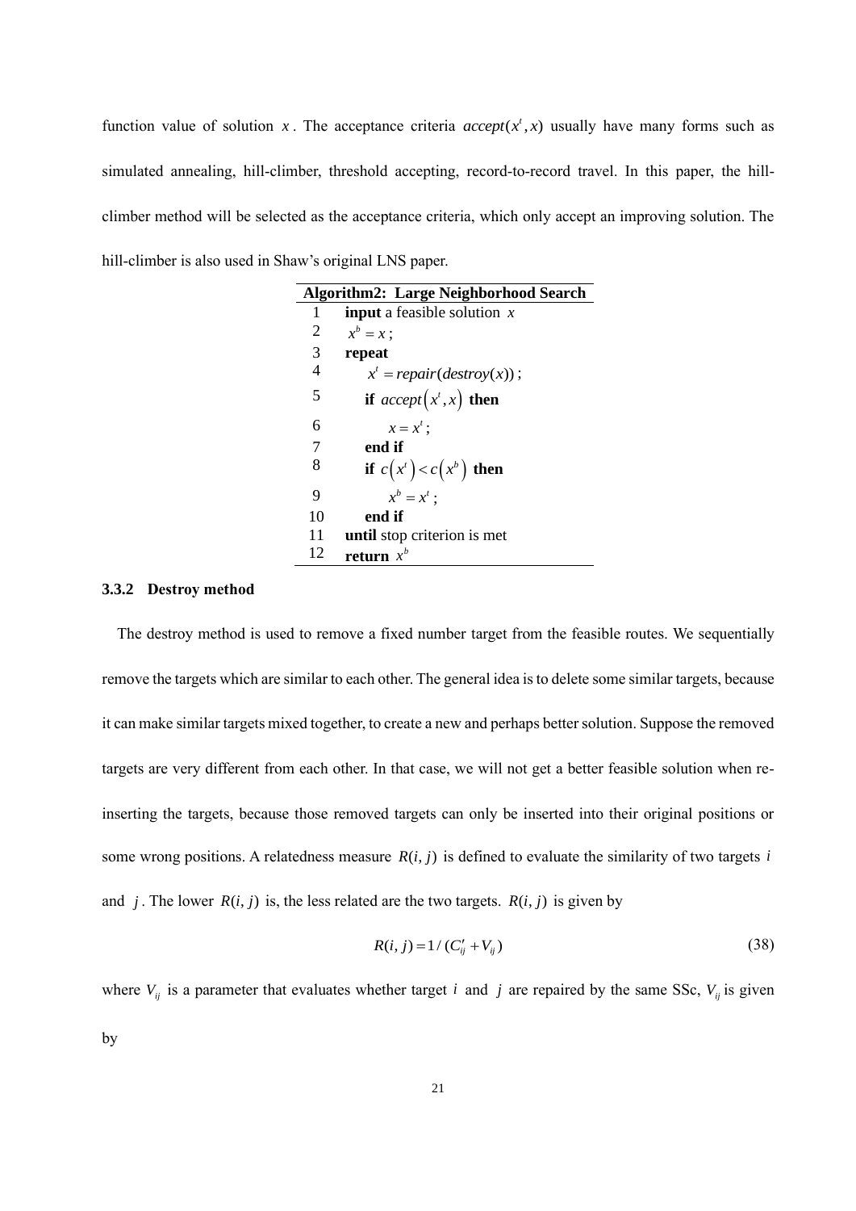function value of solution $x$. The acceptance criteria $accept(x^t, x)$ usually have many forms such as simulated annealing, hill-climber, threshold accepting, record-to-record travel. In this paper, the hill-climber method will be selected as the acceptance criteria, which only accept an improving solution. The hill-climber is also used in Shaw's original LNS paper.

| **Algorithm2: Large Neighborhood Search** | |
|---|---|
| 1 | **input** a feasible solution $x$ |
| 2 | $x^b = x$; |
| 3 | **repeat** |
| 4 | $x^t = repair(destroy(x))$; |
| 5 | **if** $accept\left(x^t, x\right)$ **then** |
| 6 | $x = x^t$; |
| 7 | **end if** |
| 8 | **if** $c\left(x^t\right) < c\left(x^b\right)$ **then** |
| 9 | $x^b = x^t$; |
| 10 | **end if** |
| 11 | **until** stop criterion is met |
| 12 | **return** $x^b$ |

### 3.3.2 Destroy method

The destroy method is used to remove a fixed number target from the feasible routes. We sequentially remove the targets which are similar to each other. The general idea is to delete some similar targets, because it can make similar targets mixed together, to create a new and perhaps better solution. Suppose the removed targets are very different from each other. In that case, we will not get a better feasible solution when re-inserting the targets, because those removed targets can only be inserted into their original positions or some wrong positions. A relatedness measure $R(i, j)$ is defined to evaluate the similarity of two targets $i$ and $j$. The lower $R(i, j)$ is, the less related are the two targets. $R(i, j)$ is given by

$$R(i, j) = 1 / (C'_{ij} + V_{ij}) \tag{38}$$

where $V_{ij}$ is a parameter that evaluates whether target $i$ and $j$ are repaired by the same SSc, $V_{ij}$ is given by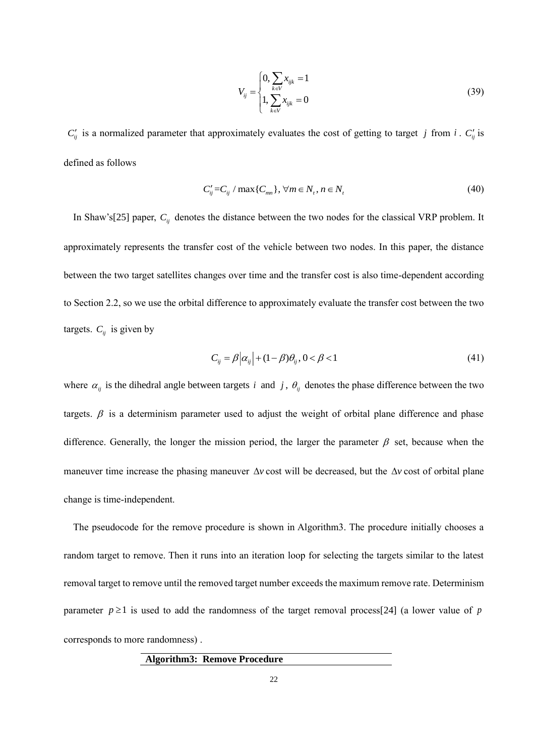$$V_{ij} = \begin{cases} 0, \sum_{k \in V} x_{ijk} = 1 \\ 1, \sum_{k \in V} x_{ijk} = 0 \end{cases} \tag{39}$$

$C'_{ij}$ is a normalized parameter that approximately evaluates the cost of getting to target $j$ from $i$. $C'_{ij}$ is defined as follows

$$C'_{ij} = C_{ij} / \max\{C_{mn}\}, \forall m \in N_t, n \in N_t \tag{40}$$

In Shaw's[25] paper, $C_{ij}$ denotes the distance between the two nodes for the classical VRP problem. It approximately represents the transfer cost of the vehicle between two nodes. In this paper, the distance between the two target satellites changes over time and the transfer cost is also time-dependent according to Section 2.2, so we use the orbital difference to approximately evaluate the transfer cost between the two targets. $C_{ij}$ is given by

$$C_{ij} = \beta \left| \alpha_{ij} \right| + (1 - \beta)\theta_{ij}, 0 < \beta < 1 \tag{41}$$

where $\alpha_{ij}$ is the dihedral angle between targets $i$ and $j$, $\theta_{ij}$ denotes the phase difference between the two targets. $\beta$ is a determinism parameter used to adjust the weight of orbital plane difference and phase difference. Generally, the longer the mission period, the larger the parameter $\beta$ set, because when the maneuver time increase the phasing maneuver $\Delta v$ cost will be decreased, but the $\Delta v$ cost of orbital plane change is time-independent.

The pseudocode for the remove procedure is shown in Algorithm3. The procedure initially chooses a random target to remove. Then it runs into an iteration loop for selecting the targets similar to the latest removal target to remove until the removed target number exceeds the maximum remove rate. Determinism parameter $p \geq 1$ is used to add the randomness of the target removal process[24] (a lower value of $p$ corresponds to more randomness) .

**Algorithm3: Remove Procedure**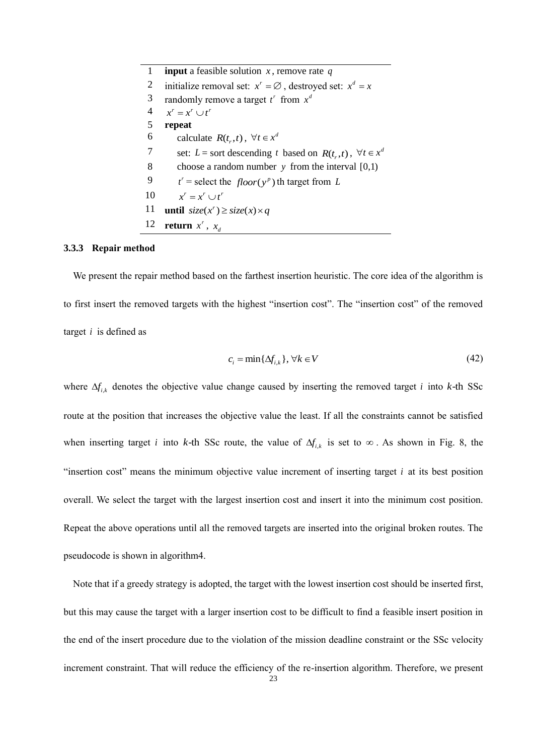| | |
|---|---|
| 1 | **input** a feasible solution $x$, remove rate $q$ |
| 2 | initialize removal set: $x^r = \varnothing$, destroyed set: $x^d = x$ |
| 3 | randomly remove a target $t^r$ from $x^d$ |
| 4 | $x^r = x^r \cup t^r$ |
| 5 | **repeat** |
| 6 | calculate $R(t_r, t)$, $\forall t \in x^d$ |
| 7 | set: $L$ = sort descending $t$ based on $R(t_r, t)$, $\forall t \in x^d$ |
| 8 | choose a random number $y$ from the interval $[0,1)$ |
| 9 | $t^r$ = select the $floor(y^p)$ th target from $L$ |
| 10 | $x^r = x^r \cup t^r$ |
| 11 | **until** $size(x^r) \geq size(x) \times q$ |
| 12 | **return** $x^r$, $x_d$ |

### 3.3.3 Repair method

We present the repair method based on the farthest insertion heuristic. The core idea of the algorithm is to first insert the removed targets with the highest "insertion cost". The "insertion cost" of the removed target $i$ is defined as

$$c_i = \min\{\Delta f_{i,k}\}, \forall k \in V \tag{42}$$

where $\Delta f_{i,k}$ denotes the objective value change caused by inserting the removed target $i$ into $k$-th SSc route at the position that increases the objective value the least. If all the constraints cannot be satisfied when inserting target $i$ into $k$-th SSc route, the value of $\Delta f_{i,k}$ is set to $\infty$. As shown in Fig. 8, the "insertion cost" means the minimum objective value increment of inserting target $i$ at its best position overall. We select the target with the largest insertion cost and insert it into the minimum cost position. Repeat the above operations until all the removed targets are inserted into the original broken routes. The pseudocode is shown in algorithm4.

Note that if a greedy strategy is adopted, the target with the lowest insertion cost should be inserted first, but this may cause the target with a larger insertion cost to be difficult to find a feasible insert position in the end of the insert procedure due to the violation of the mission deadline constraint or the SSc velocity increment constraint. That will reduce the efficiency of the re-insertion algorithm. Therefore, we present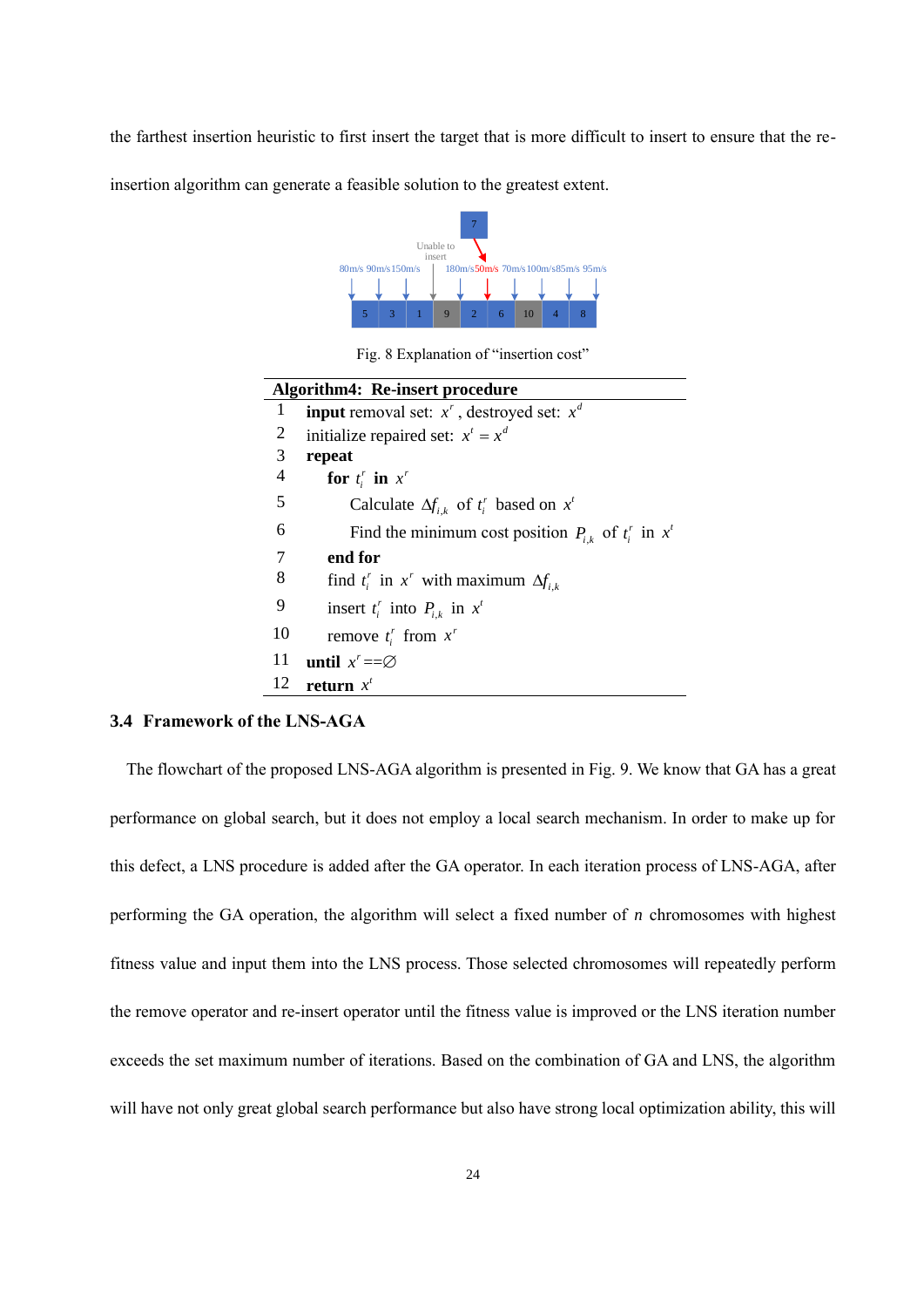the farthest insertion heuristic to first insert the target that is more difficult to insert to ensure that the re-insertion algorithm can generate a feasible solution to the greatest extent.

Fig. 8 Explanation of "insertion cost"

**Algorithm4: Re-insert procedure**

```
1   input removal set: x^r , destroyed set: x^d
2   initialize repaired set: x^t = x^d
3   repeat
4       for t_i^r in x^r
5           Calculate Δf_{i,k} of t_i^r based on x^t
6           Find the minimum cost position P_{i,k} of t_i^r in x^t
7       end for
8       find t_i^r in x^r with maximum Δf_{i,k}
9       insert t_i^r into P_{i,k} in x^t
10      remove t_i^r from x^r
11  until x^r ==∅
12  return x^t
```

### 3.4 Framework of the LNS-AGA

The flowchart of the proposed LNS-AGA algorithm is presented in Fig. 9. We know that GA has a great performance on global search, but it does not employ a local search mechanism. In order to make up for this defect, a LNS procedure is added after the GA operator. In each iteration process of LNS-AGA, after performing the GA operation, the algorithm will select a fixed number of $n$ chromosomes with highest fitness value and input them into the LNS process. Those selected chromosomes will repeatedly perform the remove operator and re-insert operator until the fitness value is improved or the LNS iteration number exceeds the set maximum number of iterations. Based on the combination of GA and LNS, the algorithm will have not only great global search performance but also have strong local optimization ability, this will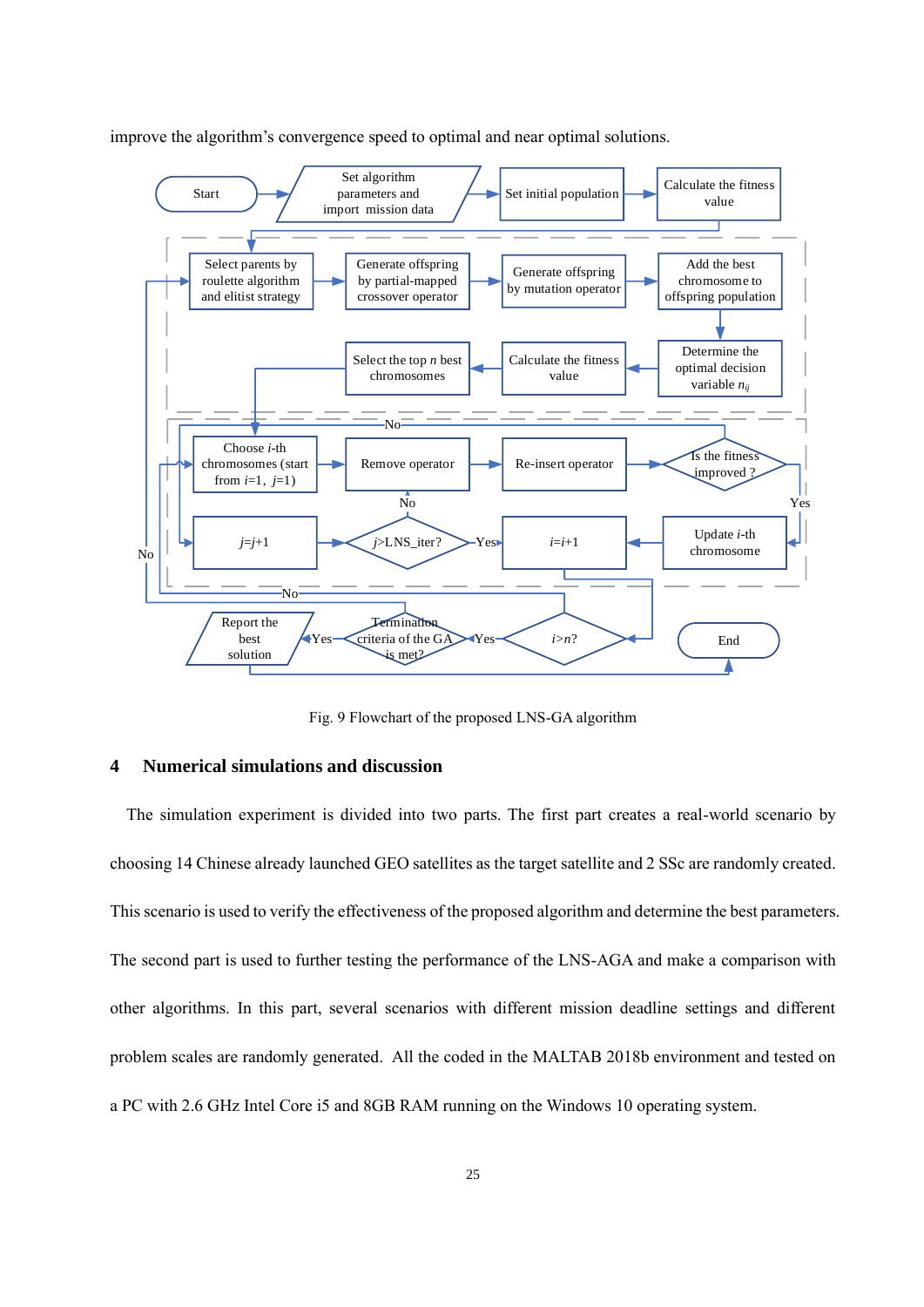improve the algorithm's convergence speed to optimal and near optimal solutions.

Fig. 9 Flowchart of the proposed LNS-GA algorithm

## 4 Numerical simulations and discussion

The simulation experiment is divided into two parts. The first part creates a real-world scenario by choosing 14 Chinese already launched GEO satellites as the target satellite and 2 SSc are randomly created. This scenario is used to verify the effectiveness of the proposed algorithm and determine the best parameters. The second part is used to further testing the performance of the LNS-AGA and make a comparison with other algorithms. In this part, several scenarios with different mission deadline settings and different problem scales are randomly generated. All the coded in the MALTAB 2018b environment and tested on a PC with 2.6 GHz Intel Core i5 and 8GB RAM running on the Windows 10 operating system.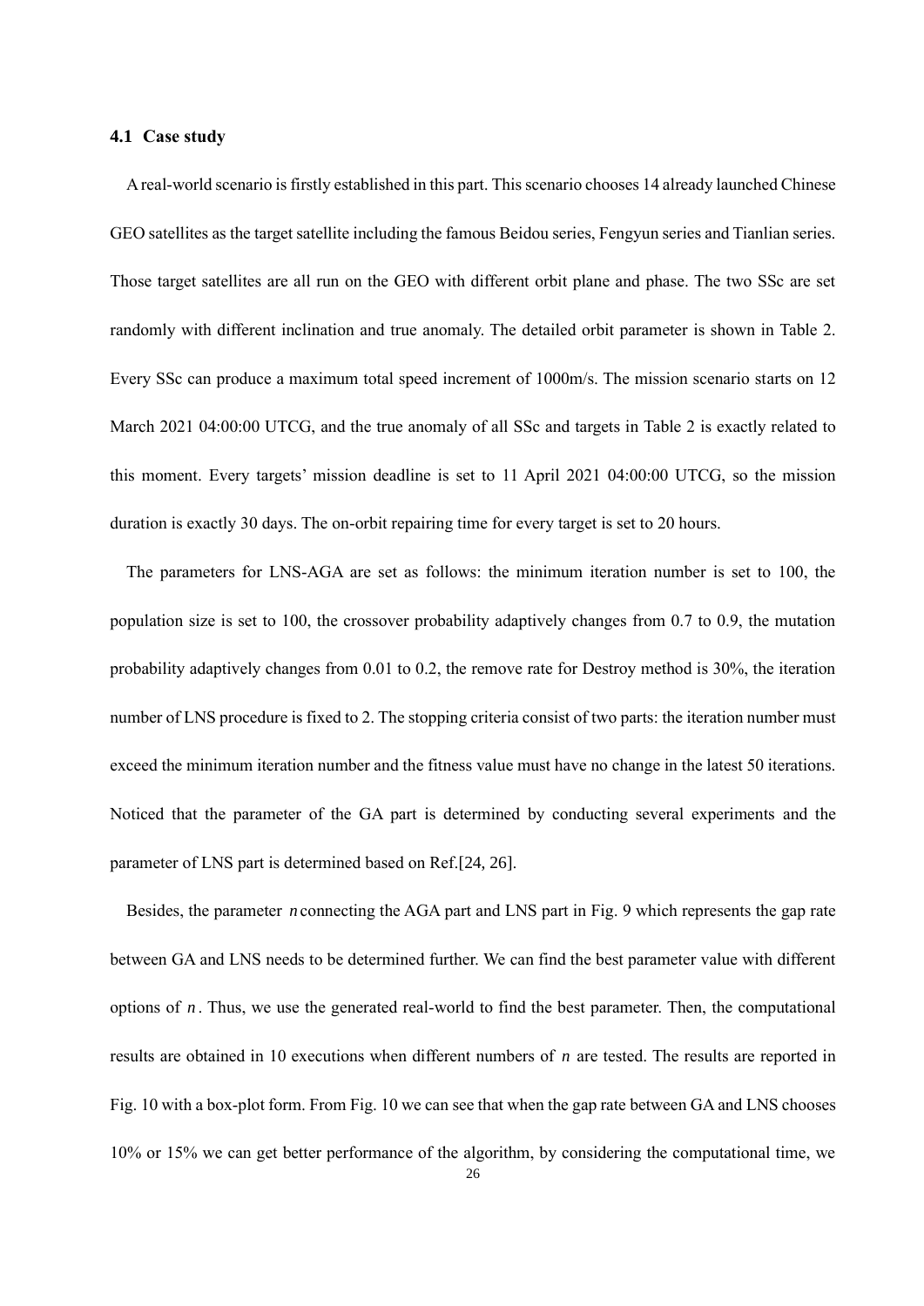### 4.1 Case study

A real-world scenario is firstly established in this part. This scenario chooses 14 already launched Chinese GEO satellites as the target satellite including the famous Beidou series, Fengyun series and Tianlian series. Those target satellites are all run on the GEO with different orbit plane and phase. The two SSc are set randomly with different inclination and true anomaly. The detailed orbit parameter is shown in Table 2. Every SSc can produce a maximum total speed increment of 1000m/s. The mission scenario starts on 12 March 2021 04:00:00 UTCG, and the true anomaly of all SSc and targets in Table 2 is exactly related to this moment. Every targets' mission deadline is set to 11 April 2021 04:00:00 UTCG, so the mission duration is exactly 30 days. The on-orbit repairing time for every target is set to 20 hours.

The parameters for LNS-AGA are set as follows: the minimum iteration number is set to 100, the population size is set to 100, the crossover probability adaptively changes from 0.7 to 0.9, the mutation probability adaptively changes from 0.01 to 0.2, the remove rate for Destroy method is 30%, the iteration number of LNS procedure is fixed to 2. The stopping criteria consist of two parts: the iteration number must exceed the minimum iteration number and the fitness value must have no change in the latest 50 iterations. Noticed that the parameter of the GA part is determined by conducting several experiments and the parameter of LNS part is determined based on Ref.[24, 26].

Besides, the parameter $n$ connecting the AGA part and LNS part in Fig. 9 which represents the gap rate between GA and LNS needs to be determined further. We can find the best parameter value with different options of $n$. Thus, we use the generated real-world to find the best parameter. Then, the computational results are obtained in 10 executions when different numbers of $n$ are tested. The results are reported in Fig. 10 with a box-plot form. From Fig. 10 we can see that when the gap rate between GA and LNS chooses 10% or 15% we can get better performance of the algorithm, by considering the computational time, we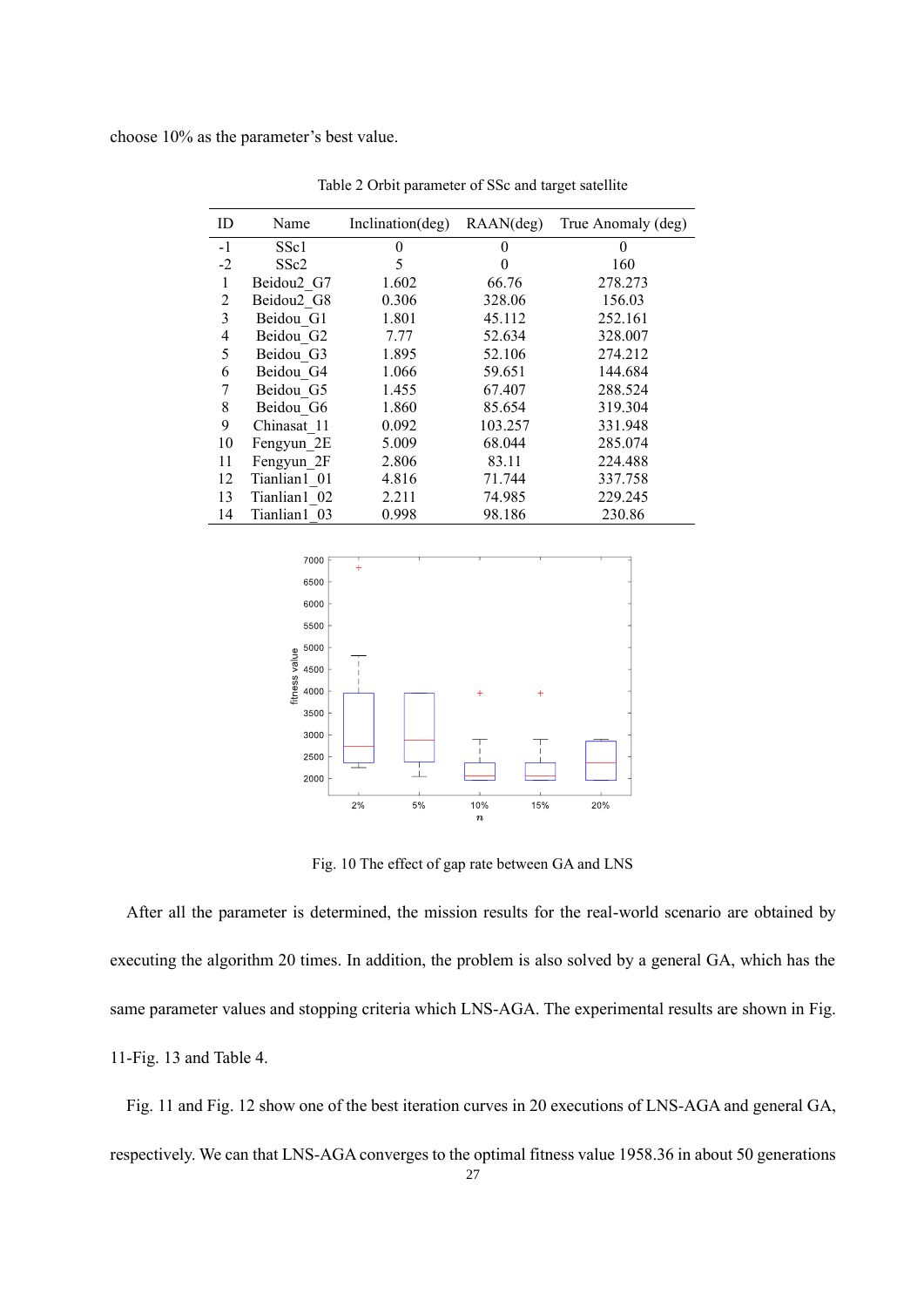choose 10% as the parameter's best value.

Table 2 Orbit parameter of SSc and target satellite

| ID | Name | Inclination(deg) | RAAN(deg) | True Anomaly (deg) |
|---|---|---|---|---|
| -1 | SSc1 | 0 | 0 | 0 |
| -2 | SSc2 | 5 | 0 | 160 |
| 1 | Beidou2_G7 | 1.602 | 66.76 | 278.273 |
| 2 | Beidou2_G8 | 0.306 | 328.06 | 156.03 |
| 3 | Beidou_G1 | 1.801 | 45.112 | 252.161 |
| 4 | Beidou_G2 | 7.77 | 52.634 | 328.007 |
| 5 | Beidou_G3 | 1.895 | 52.106 | 274.212 |
| 6 | Beidou_G4 | 1.066 | 59.651 | 144.684 |
| 7 | Beidou_G5 | 1.455 | 67.407 | 288.524 |
| 8 | Beidou_G6 | 1.860 | 85.654 | 319.304 |
| 9 | Chinasat_11 | 0.092 | 103.257 | 331.948 |
| 10 | Fengyun_2E | 5.009 | 68.044 | 285.074 |
| 11 | Fengyun_2F | 2.806 | 83.11 | 224.488 |
| 12 | Tianlian1_01 | 4.816 | 71.744 | 337.758 |
| 13 | Tianlian1_02 | 2.211 | 74.985 | 229.245 |
| 14 | Tianlian1_03 | 0.998 | 98.186 | 230.86 |

Fig. 10 The effect of gap rate between GA and LNS

After all the parameter is determined, the mission results for the real-world scenario are obtained by executing the algorithm 20 times. In addition, the problem is also solved by a general GA, which has the same parameter values and stopping criteria which LNS-AGA. The experimental results are shown in Fig. 11-Fig. 13 and Table 4.

Fig. 11 and Fig. 12 show one of the best iteration curves in 20 executions of LNS-AGA and general GA, respectively. We can that LNS-AGA converges to the optimal fitness value 1958.36 in about 50 generations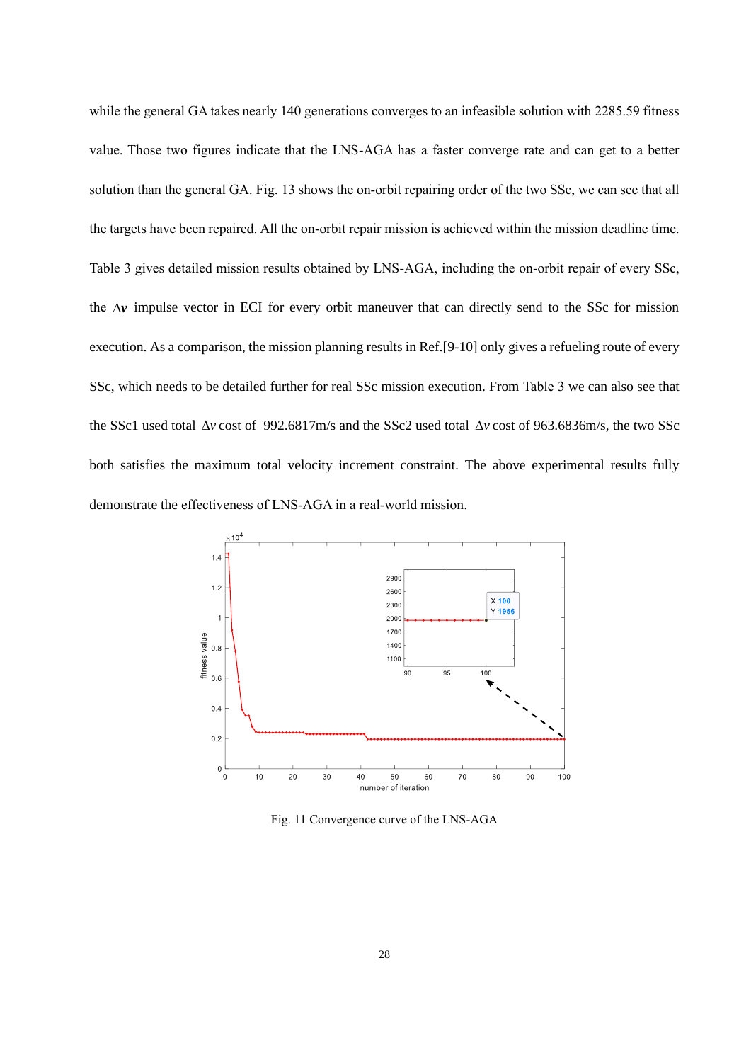while the general GA takes nearly 140 generations converges to an infeasible solution with 2285.59 fitness value. Those two figures indicate that the LNS-AGA has a faster converge rate and can get to a better solution than the general GA. Fig. 13 shows the on-orbit repairing order of the two SSc, we can see that all the targets have been repaired. All the on-orbit repair mission is achieved within the mission deadline time. Table 3 gives detailed mission results obtained by LNS-AGA, including the on-orbit repair of every SSc, the $\Delta \boldsymbol{v}$ impulse vector in ECI for every orbit maneuver that can directly send to the SSc for mission execution. As a comparison, the mission planning results in Ref.[9-10] only gives a refueling route of every SSc, which needs to be detailed further for real SSc mission execution. From Table 3 we can also see that the SSc1 used total $\Delta v$ cost of 992.6817m/s and the SSc2 used total $\Delta v$ cost of 963.6836m/s, the two SSc both satisfies the maximum total velocity increment constraint. The above experimental results fully demonstrate the effectiveness of LNS-AGA in a real-world mission.

Fig. 11 Convergence curve of the LNS-AGA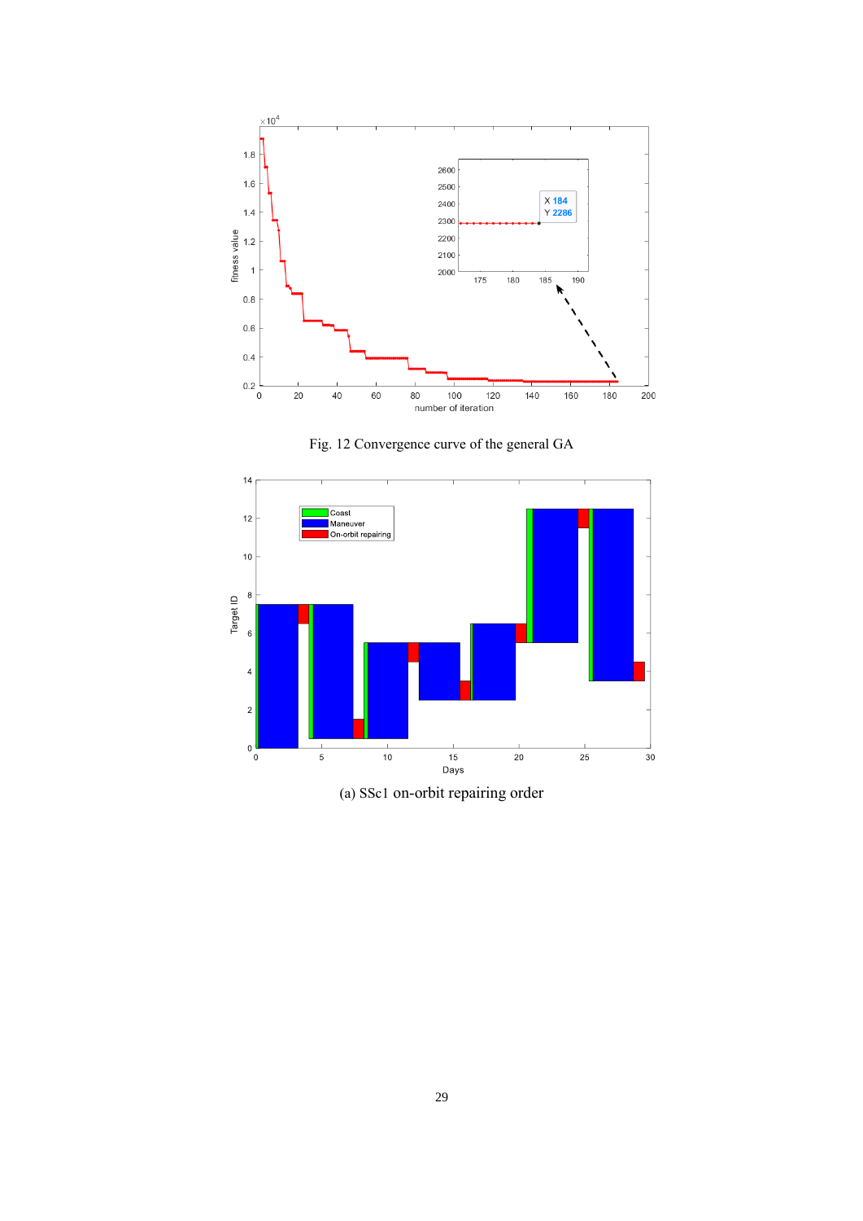Fig. 12 Convergence curve of the general GA

(a) SSc1 on-orbit repairing order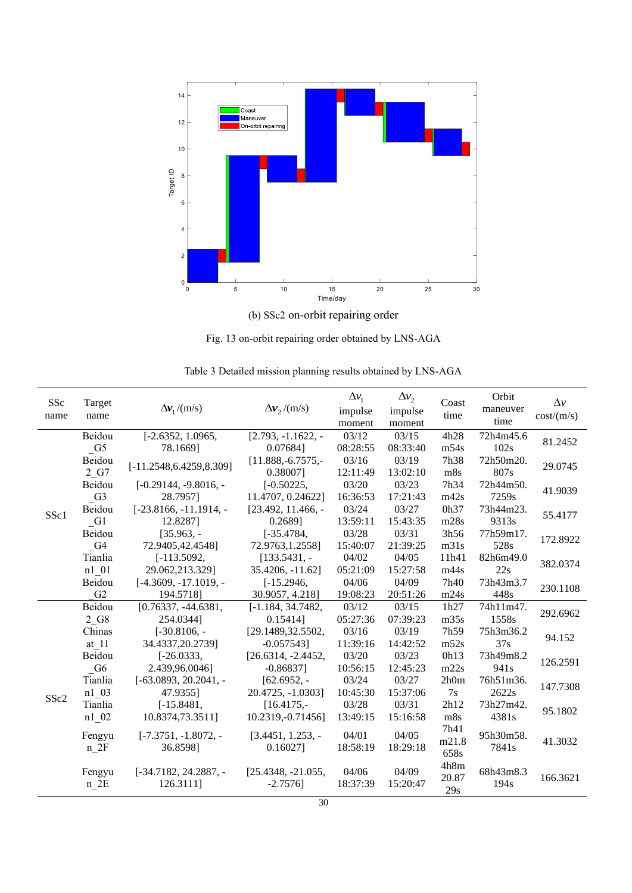(b) SSc2 on-orbit repairing order

Fig. 13 on-orbit repairing order obtained by LNS-AGA

Table 3 Detailed mission planning results obtained by LNS-AGA

| SSc name | Target name | $\Delta \boldsymbol{v}_1$ /(m/s) | $\Delta \boldsymbol{v}_2$ /(m/s) | $\Delta v_1$ impulse moment | $\Delta v_2$ impulse moment | Coast time | Orbit maneuver time | $\Delta v$ cost/(m/s) |
|---|---|---|---|---|---|---|---|---|
| SSc1 | Beidou _G5 | [-2.6352, 1.0965, 78.1669] | [2.793, -1.1622, -0.07684] | 03/12 08:28:55 | 03/15 08:33:40 | 4h28m54s | 72h4m45.6102s | 81.2452 |
| | Beidou 2_G7 | [-11.2548,6.4259,8.309] | [11.888,-6.7575,-0.38007] | 03/16 12:11:49 | 03/19 13:02:10 | 7h38m8s | 72h50m20.807s | 29.0745 |
| | Beidou _G3 | [-0.29144, -9.8016, -28.7957] | [-0.50225, 11.4707, 0.24622] | 03/20 16:36:53 | 03/23 17:21:43 | 7h34m42s | 72h44m50.7259s | 41.9039 |
| | Beidou _G1 | [-23.8166, -11.1914, -12.8287] | [23.492, 11.466, -0.2689] | 03/24 13:59:11 | 03/27 15:43:35 | 0h37m28s | 73h44m23.9313s | 55.4177 |
| | Beidou _G4 | [35.963, -72.9405,42.4548] | [-35.4784, 72.9763,1.2558] | 03/28 15:40:07 | 03/31 21:39:25 | 3h56m31s | 77h59m17.528s | 172.8922 |
| | Tianlian1_01 | [-113.5092, 29.062,213.329] | [133.5431, -35.4206, -11.62] | 04/02 05:21:09 | 04/05 15:27:58 | 11h41m44s | 82h6m49.022s | 382.0374 |
| | Beidou _G2 | [-4.3609, -17.1019, -194.5718] | [-15.2946, 30.9057, 4.218] | 04/06 19:08:23 | 04/09 20:51:26 | 7h40m24s | 73h43m3.7448s | 230.1108 |
| SSc2 | Beidou 2_G8 | [0.76337, -44.6381, 254.0344] | [-1.184, 34.7482, 0.15414] | 03/12 05:27:36 | 03/15 07:39:23 | 1h27m35s | 74h11m47.1558s | 292.6962 |
| | Chinasat_11 | [-30.8106, -34.4337,20.2739] | [29.1489,32.5502, -0.057543] | 03/16 11:39:16 | 03/19 14:42:52 | 7h59m52s | 75h3m36.237s | 94.152 |
| | Beidou _G6 | [-26.0333, 2.439,96.0046] | [26.6314, -2.4452, -0.86837] | 03/20 10:56:15 | 03/23 12:45:23 | 0h13m22s | 73h49m8.2941s | 126.2591 |
| | Tianlian1_03 | [-63.0893, 20.2041, -47.9355] | [62.6952, -20.4725, -1.0303] | 03/24 10:45:30 | 03/27 15:37:06 | 2h0m7s | 76h51m36.2622s | 147.7308 |
| | Tianlian1_02 | [-15.8481, 10.8374,73.3511] | [16.4175,-10.2319,-0.71456] | 03/28 13:49:15 | 03/31 15:16:58 | 2h12m8s | 73h27m42.4381s | 95.1802 |
| | Fengyun_2F | [-7.3751, -1.8072, -36.8598] | [3.4451, 1.253, -0.16027] | 04/01 18:58:19 | 04/05 18:29:18 | 7h41m21.8658s | 95h30m58.7841s | 41.3032 |
| | Fengyun_2E | [-34.7182, 24.2887, -126.3111] | [25.4348, -21.055, -2.7576] | 04/06 18:37:39 | 04/09 15:20:47 | 4h8m20.8729s | 68h43m8.3194s | 166.3621 |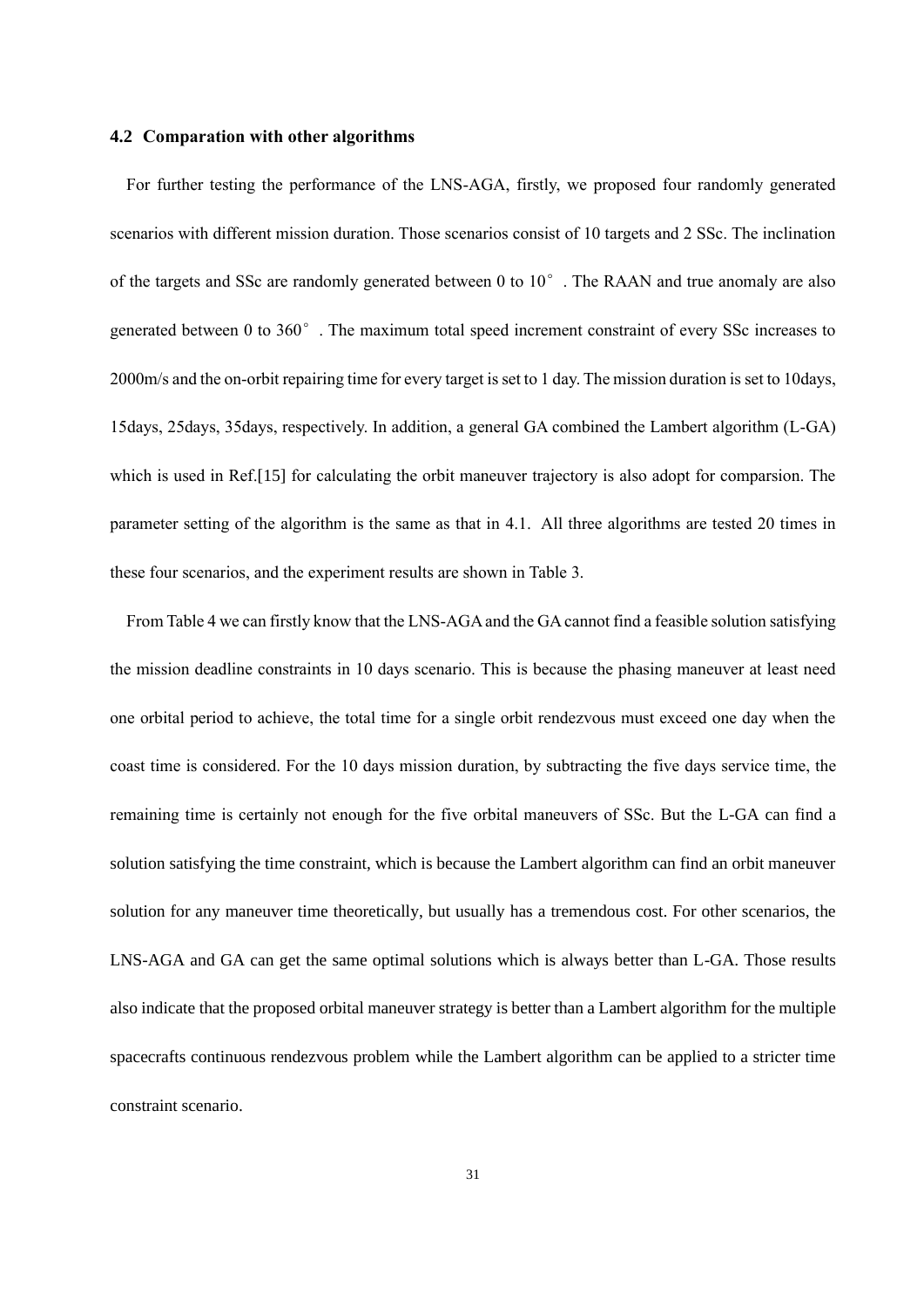### 4.2 Comparation with other algorithms

For further testing the performance of the LNS-AGA, firstly, we proposed four randomly generated scenarios with different mission duration. Those scenarios consist of 10 targets and 2 SSc. The inclination of the targets and SSc are randomly generated between 0 to 10°. The RAAN and true anomaly are also generated between 0 to 360°. The maximum total speed increment constraint of every SSc increases to 2000m/s and the on-orbit repairing time for every target is set to 1 day. The mission duration is set to 10days, 15days, 25days, 35days, respectively. In addition, a general GA combined the Lambert algorithm (L-GA) which is used in Ref.[15] for calculating the orbit maneuver trajectory is also adopt for comparsion. The parameter setting of the algorithm is the same as that in 4.1. All three algorithms are tested 20 times in these four scenarios, and the experiment results are shown in Table 3.

From Table 4 we can firstly know that the LNS-AGA and the GA cannot find a feasible solution satisfying the mission deadline constraints in 10 days scenario. This is because the phasing maneuver at least need one orbital period to achieve, the total time for a single orbit rendezvous must exceed one day when the coast time is considered. For the 10 days mission duration, by subtracting the five days service time, the remaining time is certainly not enough for the five orbital maneuvers of SSc. But the L-GA can find a solution satisfying the time constraint, which is because the Lambert algorithm can find an orbit maneuver solution for any maneuver time theoretically, but usually has a tremendous cost. For other scenarios, the LNS-AGA and GA can get the same optimal solutions which is always better than L-GA. Those results also indicate that the proposed orbital maneuver strategy is better than a Lambert algorithm for the multiple spacecrafts continuous rendezvous problem while the Lambert algorithm can be applied to a stricter time constraint scenario.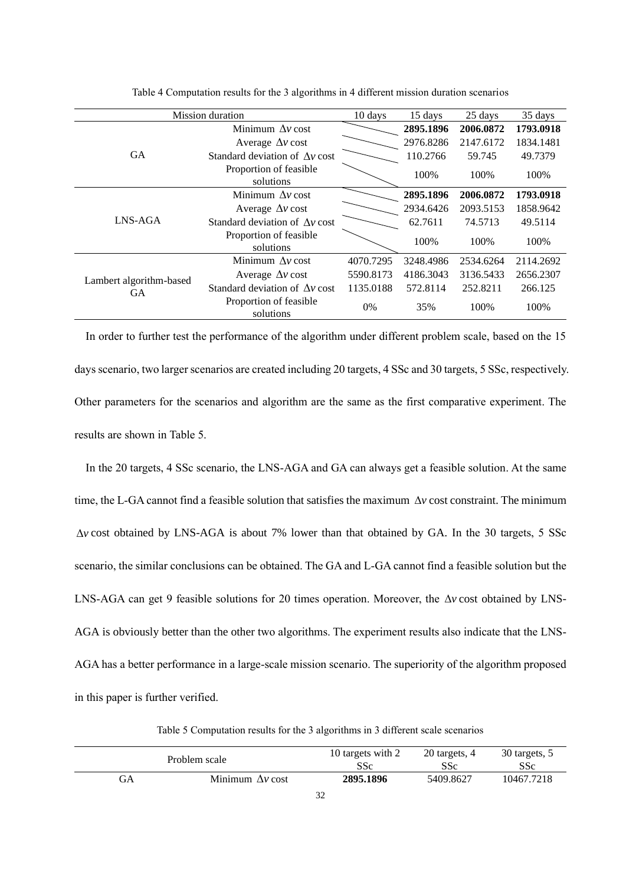Table 4 Computation results for the 3 algorithms in 4 different mission duration scenarios

| Mission duration | | 10 days | 15 days | 25 days | 35 days |
|---|---|---|---|---|---|
| GA | Minimum $\Delta v$ cost | | **2895.1896** | **2006.0872** | **1793.0918** |
| | Average $\Delta v$ cost | | 2976.8286 | 2147.6172 | 1834.1481 |
| | Standard deviation of $\Delta v$ cost | | 110.2766 | 59.745 | 49.7379 |
| | Proportion of feasible solutions | | 100% | 100% | 100% |
| LNS-AGA | Minimum $\Delta v$ cost | | **2895.1896** | **2006.0872** | **1793.0918** |
| | Average $\Delta v$ cost | | 2934.6426 | 2093.5153 | 1858.9642 |
| | Standard deviation of $\Delta v$ cost | | 62.7611 | 74.5713 | 49.5114 |
| | Proportion of feasible solutions | | 100% | 100% | 100% |
| Lambert algorithm-based GA | Minimum $\Delta v$ cost | 4070.7295 | 3248.4986 | 2534.6264 | 2114.2692 |
| | Average $\Delta v$ cost | 5590.8173 | 4186.3043 | 3136.5433 | 2656.2307 |
| | Standard deviation of $\Delta v$ cost | 1135.0188 | 572.8114 | 252.8211 | 266.125 |
| | Proportion of feasible solutions | 0% | 35% | 100% | 100% |

In order to further test the performance of the algorithm under different problem scale, based on the 15 days scenario, two larger scenarios are created including 20 targets, 4 SSc and 30 targets, 5 SSc, respectively. Other parameters for the scenarios and algorithm are the same as the first comparative experiment. The results are shown in Table 5.

In the 20 targets, 4 SSc scenario, the LNS-AGA and GA can always get a feasible solution. At the same time, the L-GA cannot find a feasible solution that satisfies the maximum $\Delta v$ cost constraint. The minimum $\Delta v$ cost obtained by LNS-AGA is about 7% lower than that obtained by GA. In the 30 targets, 5 SSc scenario, the similar conclusions can be obtained. The GA and L-GA cannot find a feasible solution but the LNS-AGA can get 9 feasible solutions for 20 times operation. Moreover, the $\Delta v$ cost obtained by LNS-AGA is obviously better than the other two algorithms. The experiment results also indicate that the LNS-AGA has a better performance in a large-scale mission scenario. The superiority of the algorithm proposed in this paper is further verified.

Table 5 Computation results for the 3 algorithms in 3 different scale scenarios

| Problem scale | | 10 targets with 2 SSc | 20 targets, 4 SSc | 30 targets, 5 SSc |
|---|---|---|---|---|
| GA | Minimum $\Delta v$ cost | **2895.1896** | 5409.8627 | 10467.7218 |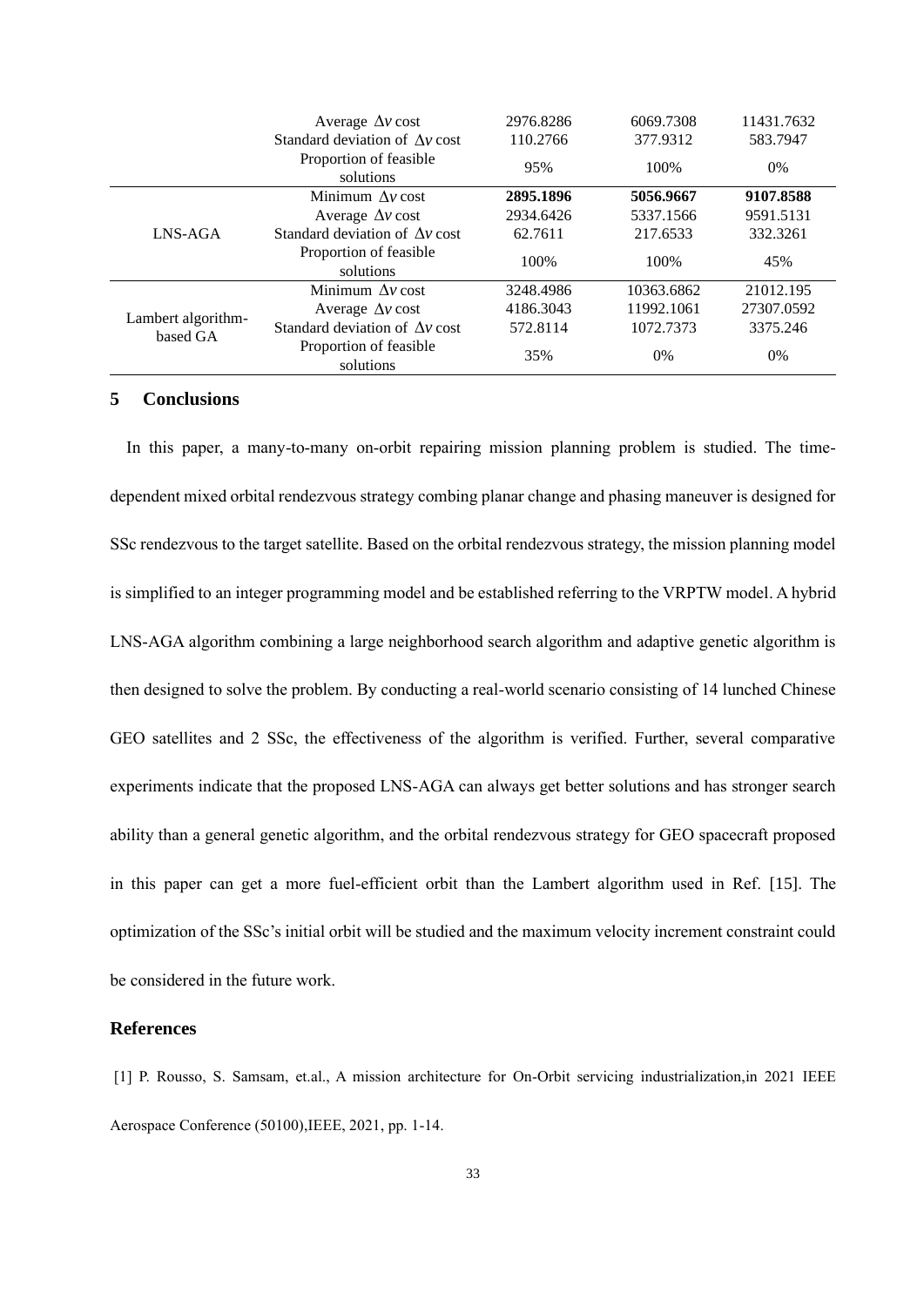| | | | | |
|---|---|---|---|---|
| | Average $\Delta v$ cost | 2976.8286 | 6069.7308 | 11431.7632 |
| | Standard deviation of $\Delta v$ cost | 110.2766 | 377.9312 | 583.7947 |
| | Proportion of feasible solutions | 95% | 100% | 0% |
| LNS-AGA | Minimum $\Delta v$ cost | **2895.1896** | **5056.9667** | **9107.8588** |
| | Average $\Delta v$ cost | 2934.6426 | 5337.1566 | 9591.5131 |
| | Standard deviation of $\Delta v$ cost | 62.7611 | 217.6533 | 332.3261 |
| | Proportion of feasible solutions | 100% | 100% | 45% |
| Lambert algorithm-based GA | Minimum $\Delta v$ cost | 3248.4986 | 10363.6862 | 21012.195 |
| | Average $\Delta v$ cost | 4186.3043 | 11992.1061 | 27307.0592 |
| | Standard deviation of $\Delta v$ cost | 572.8114 | 1072.7373 | 3375.246 |
| | Proportion of feasible solutions | 35% | 0% | 0% |

## 5 Conclusions

In this paper, a many-to-many on-orbit repairing mission planning problem is studied. The time-dependent mixed orbital rendezvous strategy combing planar change and phasing maneuver is designed for SSc rendezvous to the target satellite. Based on the orbital rendezvous strategy, the mission planning model is simplified to an integer programming model and be established referring to the VRPTW model. A hybrid LNS-AGA algorithm combining a large neighborhood search algorithm and adaptive genetic algorithm is then designed to solve the problem. By conducting a real-world scenario consisting of 14 lunched Chinese GEO satellites and 2 SSc, the effectiveness of the algorithm is verified. Further, several comparative experiments indicate that the proposed LNS-AGA can always get better solutions and has stronger search ability than a general genetic algorithm, and the orbital rendezvous strategy for GEO spacecraft proposed in this paper can get a more fuel-efficient orbit than the Lambert algorithm used in Ref. [15]. The optimization of the SSc's initial orbit will be studied and the maximum velocity increment constraint could be considered in the future work.

## References

[1] P. Rousso, S. Samsam, et.al., A mission architecture for On-Orbit servicing industrialization,in 2021 IEEE Aerospace Conference (50100),IEEE, 2021, pp. 1-14.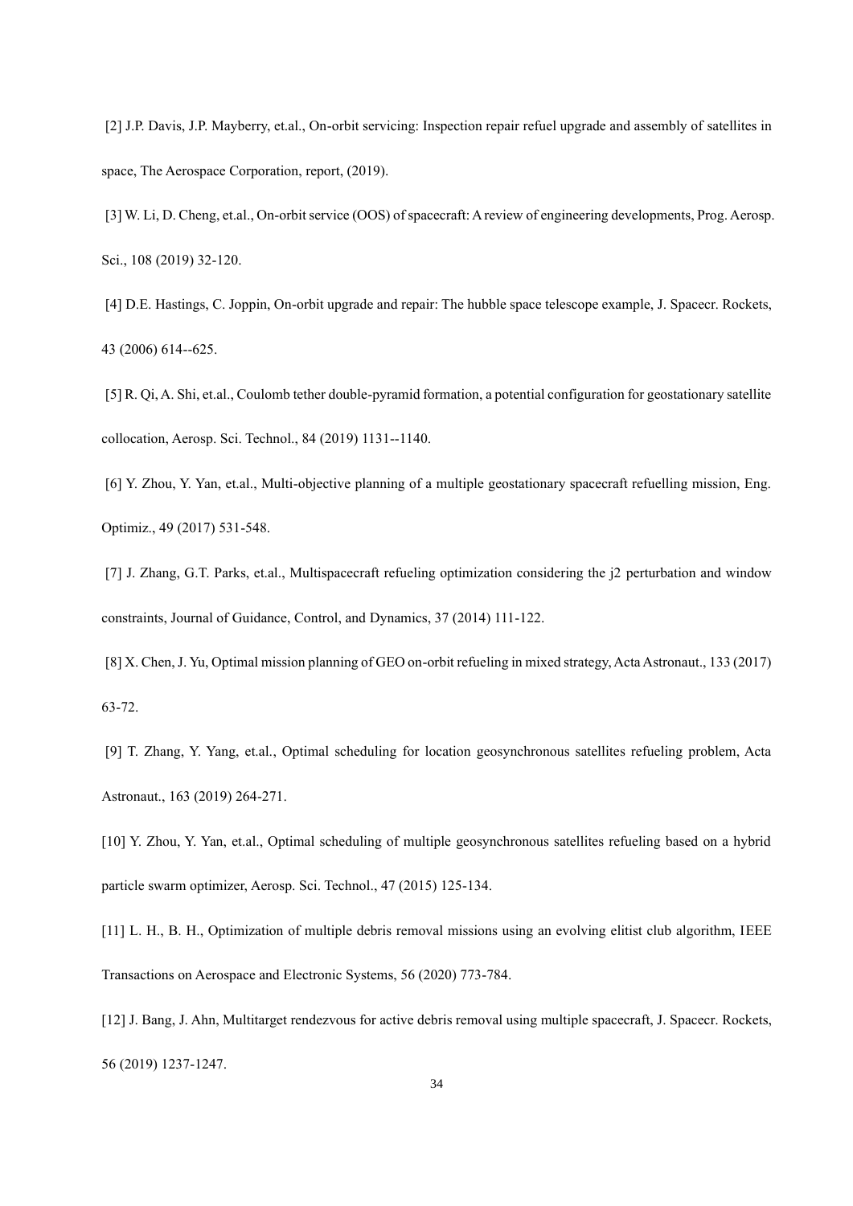[2] J.P. Davis, J.P. Mayberry, et.al., On-orbit servicing: Inspection repair refuel upgrade and assembly of satellites in space, The Aerospace Corporation, report, (2019).

[3] W. Li, D. Cheng, et.al., On-orbit service (OOS) of spacecraft: A review of engineering developments, Prog. Aerosp. Sci., 108 (2019) 32-120.

[4] D.E. Hastings, C. Joppin, On-orbit upgrade and repair: The hubble space telescope example, J. Spacecr. Rockets, 43 (2006) 614--625.

[5] R. Qi, A. Shi, et.al., Coulomb tether double-pyramid formation, a potential configuration for geostationary satellite collocation, Aerosp. Sci. Technol., 84 (2019) 1131--1140.

[6] Y. Zhou, Y. Yan, et.al., Multi-objective planning of a multiple geostationary spacecraft refuelling mission, Eng. Optimiz., 49 (2017) 531-548.

[7] J. Zhang, G.T. Parks, et.al., Multispacecraft refueling optimization considering the j2 perturbation and window constraints, Journal of Guidance, Control, and Dynamics, 37 (2014) 111-122.

[8] X. Chen, J. Yu, Optimal mission planning of GEO on-orbit refueling in mixed strategy, Acta Astronaut., 133 (2017) 63-72.

[9] T. Zhang, Y. Yang, et.al., Optimal scheduling for location geosynchronous satellites refueling problem, Acta Astronaut., 163 (2019) 264-271.

[10] Y. Zhou, Y. Yan, et.al., Optimal scheduling of multiple geosynchronous satellites refueling based on a hybrid particle swarm optimizer, Aerosp. Sci. Technol., 47 (2015) 125-134.

[11] L. H., B. H., Optimization of multiple debris removal missions using an evolving elitist club algorithm, IEEE Transactions on Aerospace and Electronic Systems, 56 (2020) 773-784.

[12] J. Bang, J. Ahn, Multitarget rendezvous for active debris removal using multiple spacecraft, J. Spacecr. Rockets, 56 (2019) 1237-1247.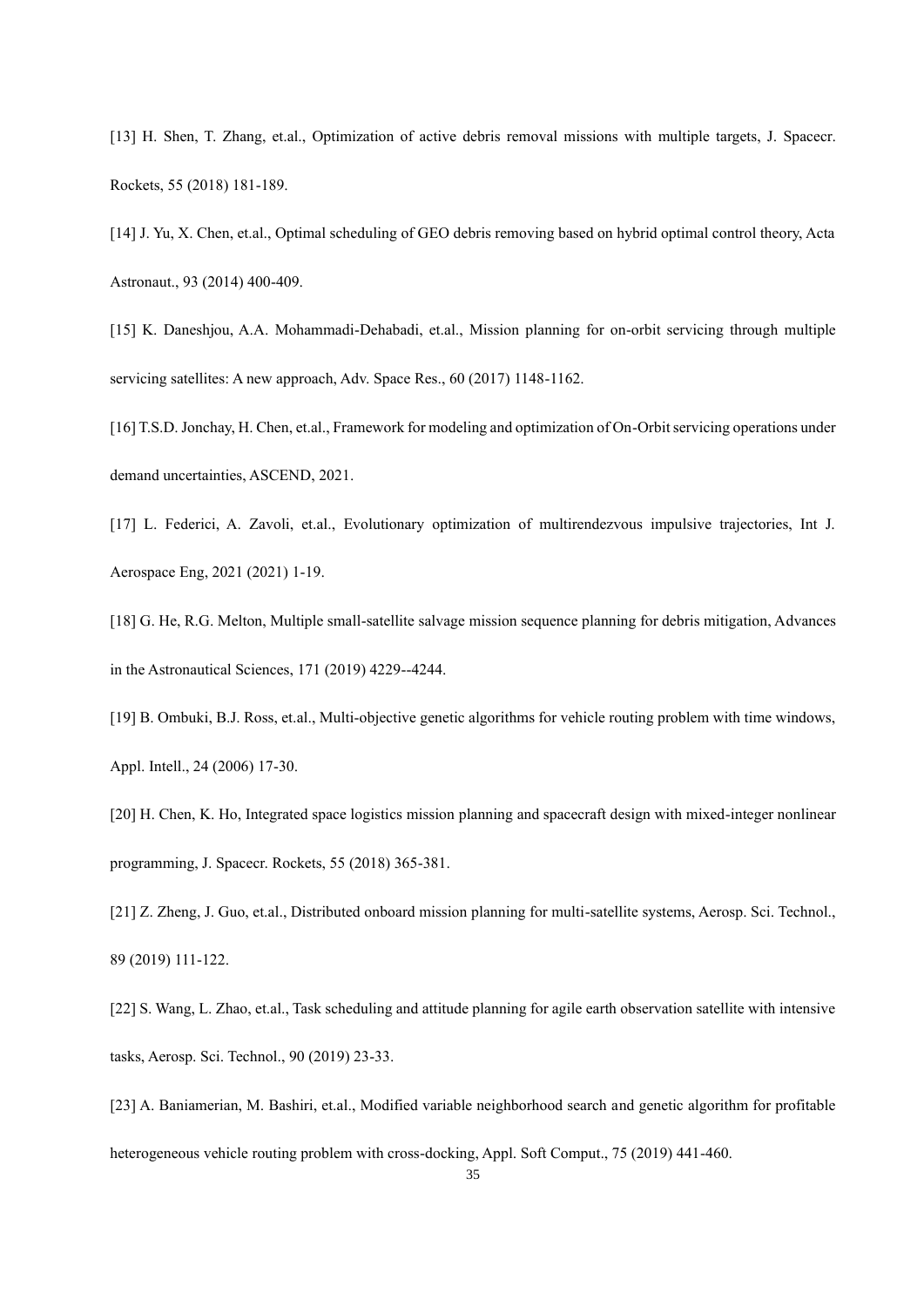[13] H. Shen, T. Zhang, et.al., Optimization of active debris removal missions with multiple targets, J. Spacecr. Rockets, 55 (2018) 181-189.

[14] J. Yu, X. Chen, et.al., Optimal scheduling of GEO debris removing based on hybrid optimal control theory, Acta Astronaut., 93 (2014) 400-409.

[15] K. Daneshjou, A.A. Mohammadi-Dehabadi, et.al., Mission planning for on-orbit servicing through multiple servicing satellites: A new approach, Adv. Space Res., 60 (2017) 1148-1162.

[16] T.S.D. Jonchay, H. Chen, et.al., Framework for modeling and optimization of On-Orbit servicing operations under demand uncertainties, ASCEND, 2021.

[17] L. Federici, A. Zavoli, et.al., Evolutionary optimization of multirendezvous impulsive trajectories, Int J. Aerospace Eng, 2021 (2021) 1-19.

[18] G. He, R.G. Melton, Multiple small-satellite salvage mission sequence planning for debris mitigation, Advances in the Astronautical Sciences, 171 (2019) 4229--4244.

[19] B. Ombuki, B.J. Ross, et.al., Multi-objective genetic algorithms for vehicle routing problem with time windows, Appl. Intell., 24 (2006) 17-30.

[20] H. Chen, K. Ho, Integrated space logistics mission planning and spacecraft design with mixed-integer nonlinear programming, J. Spacecr. Rockets, 55 (2018) 365-381.

[21] Z. Zheng, J. Guo, et.al., Distributed onboard mission planning for multi-satellite systems, Aerosp. Sci. Technol., 89 (2019) 111-122.

[22] S. Wang, L. Zhao, et.al., Task scheduling and attitude planning for agile earth observation satellite with intensive tasks, Aerosp. Sci. Technol., 90 (2019) 23-33.

[23] A. Baniamerian, M. Bashiri, et.al., Modified variable neighborhood search and genetic algorithm for profitable heterogeneous vehicle routing problem with cross-docking, Appl. Soft Comput., 75 (2019) 441-460.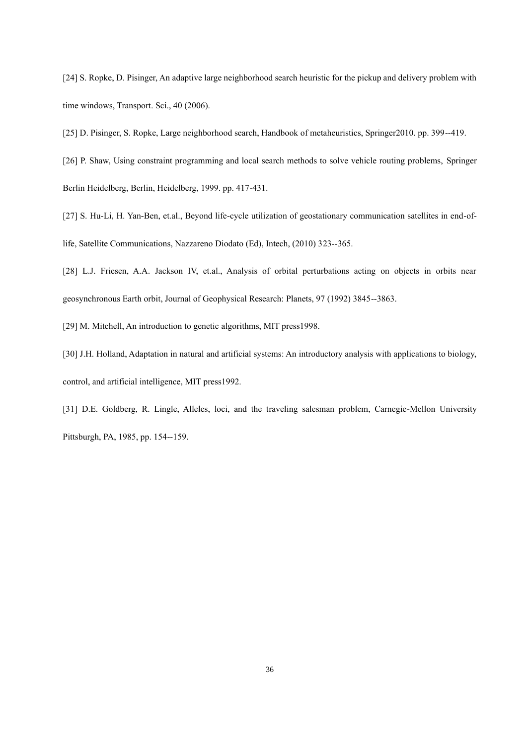[24] S. Ropke, D. Pisinger, An adaptive large neighborhood search heuristic for the pickup and delivery problem with time windows, Transport. Sci., 40 (2006).

[25] D. Pisinger, S. Ropke, Large neighborhood search, Handbook of metaheuristics, Springer2010. pp. 399--419.

[26] P. Shaw, Using constraint programming and local search methods to solve vehicle routing problems, Springer Berlin Heidelberg, Berlin, Heidelberg, 1999. pp. 417-431.

[27] S. Hu-Li, H. Yan-Ben, et.al., Beyond life-cycle utilization of geostationary communication satellites in end-of-life, Satellite Communications, Nazzareno Diodato (Ed), Intech, (2010) 323--365.

[28] L.J. Friesen, A.A. Jackson IV, et.al., Analysis of orbital perturbations acting on objects in orbits near geosynchronous Earth orbit, Journal of Geophysical Research: Planets, 97 (1992) 3845--3863.

[29] M. Mitchell, An introduction to genetic algorithms, MIT press1998.

[30] J.H. Holland, Adaptation in natural and artificial systems: An introductory analysis with applications to biology, control, and artificial intelligence, MIT press1992.

[31] D.E. Goldberg, R. Lingle, Alleles, loci, and the traveling salesman problem, Carnegie-Mellon University Pittsburgh, PA, 1985, pp. 154--159.